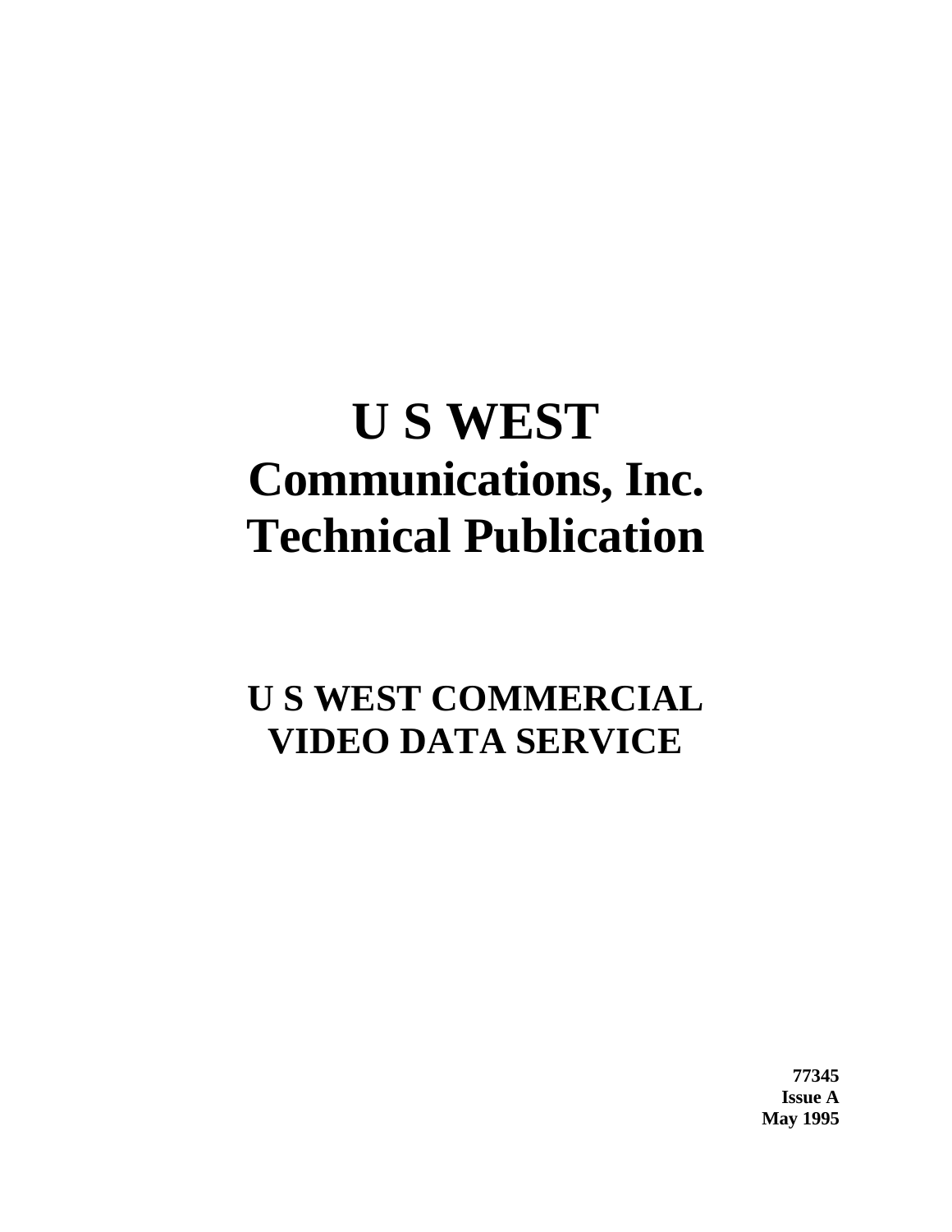# U S WEST
# Communications, Inc.
# Technical Publication

## U S WEST COMMERCIAL VIDEO DATA SERVICE

**77345**
**Issue A**
**May 1995**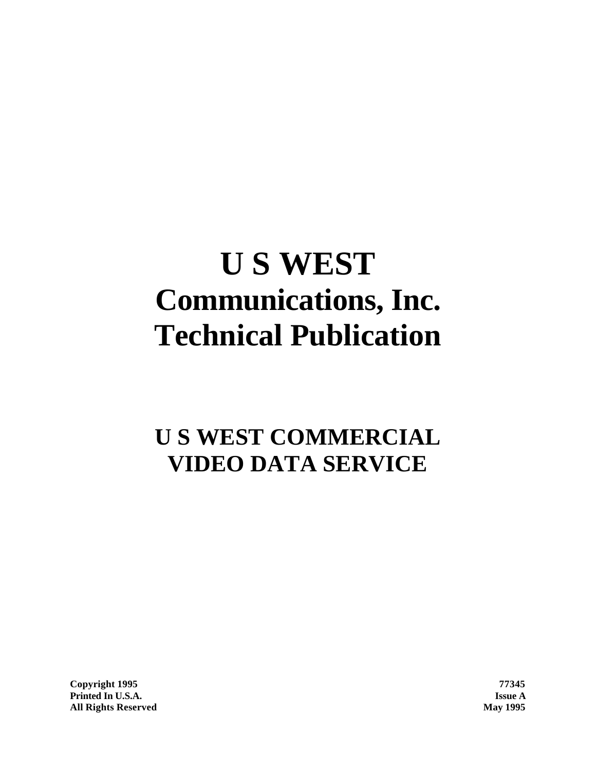# U S WEST
# Communications, Inc.
# Technical Publication

## U S WEST COMMERCIAL VIDEO DATA SERVICE

**Copyright 1995**
**Printed In U.S.A.**
**All Rights Reserved**

**77345**
**Issue A**
**May 1995**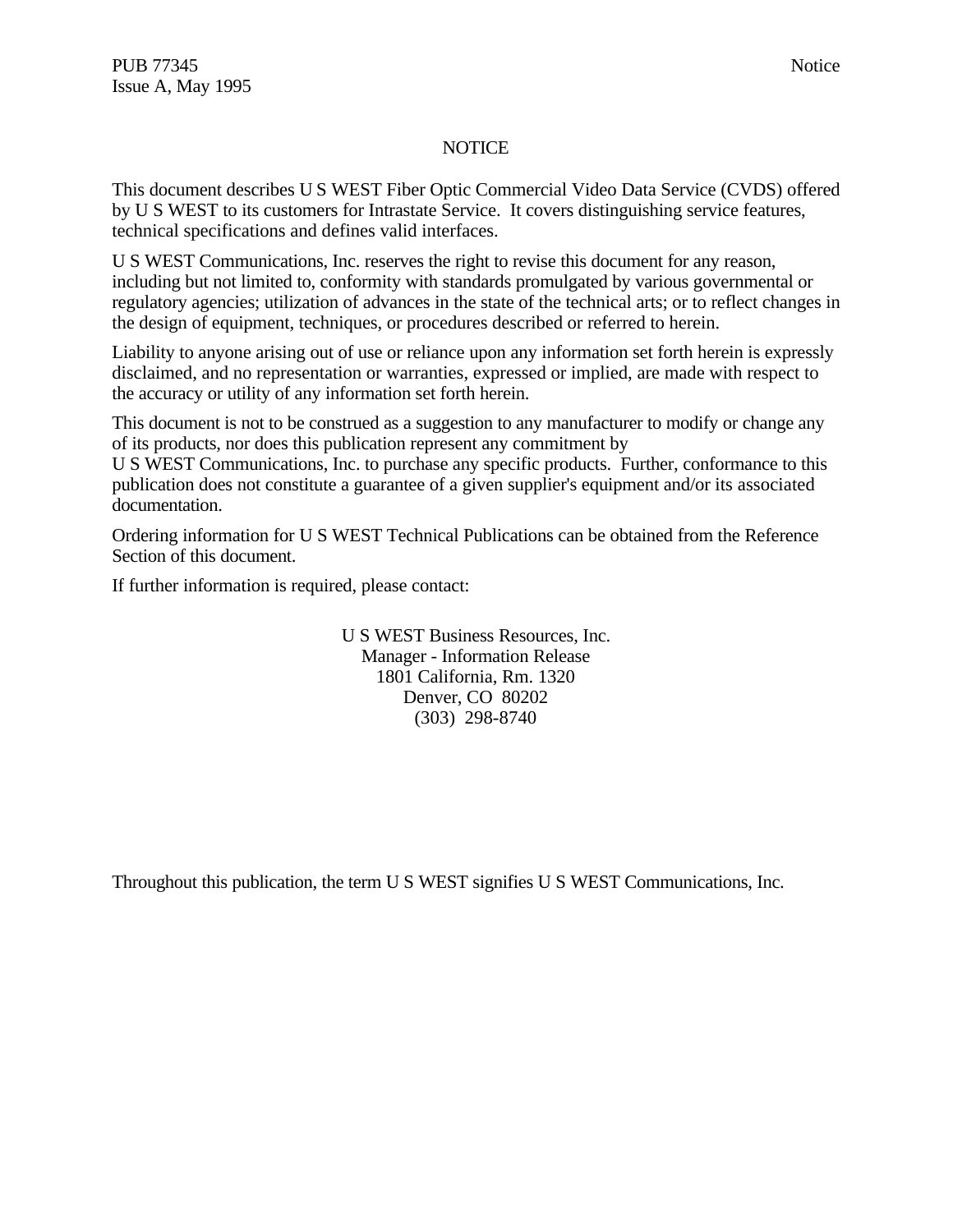# NOTICE

This document describes U S WEST Fiber Optic Commercial Video Data Service (CVDS) offered by U S WEST to its customers for Intrastate Service. It covers distinguishing service features, technical specifications and defines valid interfaces.

U S WEST Communications, Inc. reserves the right to revise this document for any reason, including but not limited to, conformity with standards promulgated by various governmental or regulatory agencies; utilization of advances in the state of the technical arts; or to reflect changes in the design of equipment, techniques, or procedures described or referred to herein.

Liability to anyone arising out of use or reliance upon any information set forth herein is expressly disclaimed, and no representation or warranties, expressed or implied, are made with respect to the accuracy or utility of any information set forth herein.

This document is not to be construed as a suggestion to any manufacturer to modify or change any of its products, nor does this publication represent any commitment by U S WEST Communications, Inc. to purchase any specific products. Further, conformance to this publication does not constitute a guarantee of a given supplier's equipment and/or its associated documentation.

Ordering information for U S WEST Technical Publications can be obtained from the Reference Section of this document.

If further information is required, please contact:

U S WEST Business Resources, Inc.
Manager - Information Release
1801 California, Rm. 1320
Denver, CO 80202
(303) 298-8740

Throughout this publication, the term U S WEST signifies U S WEST Communications, Inc.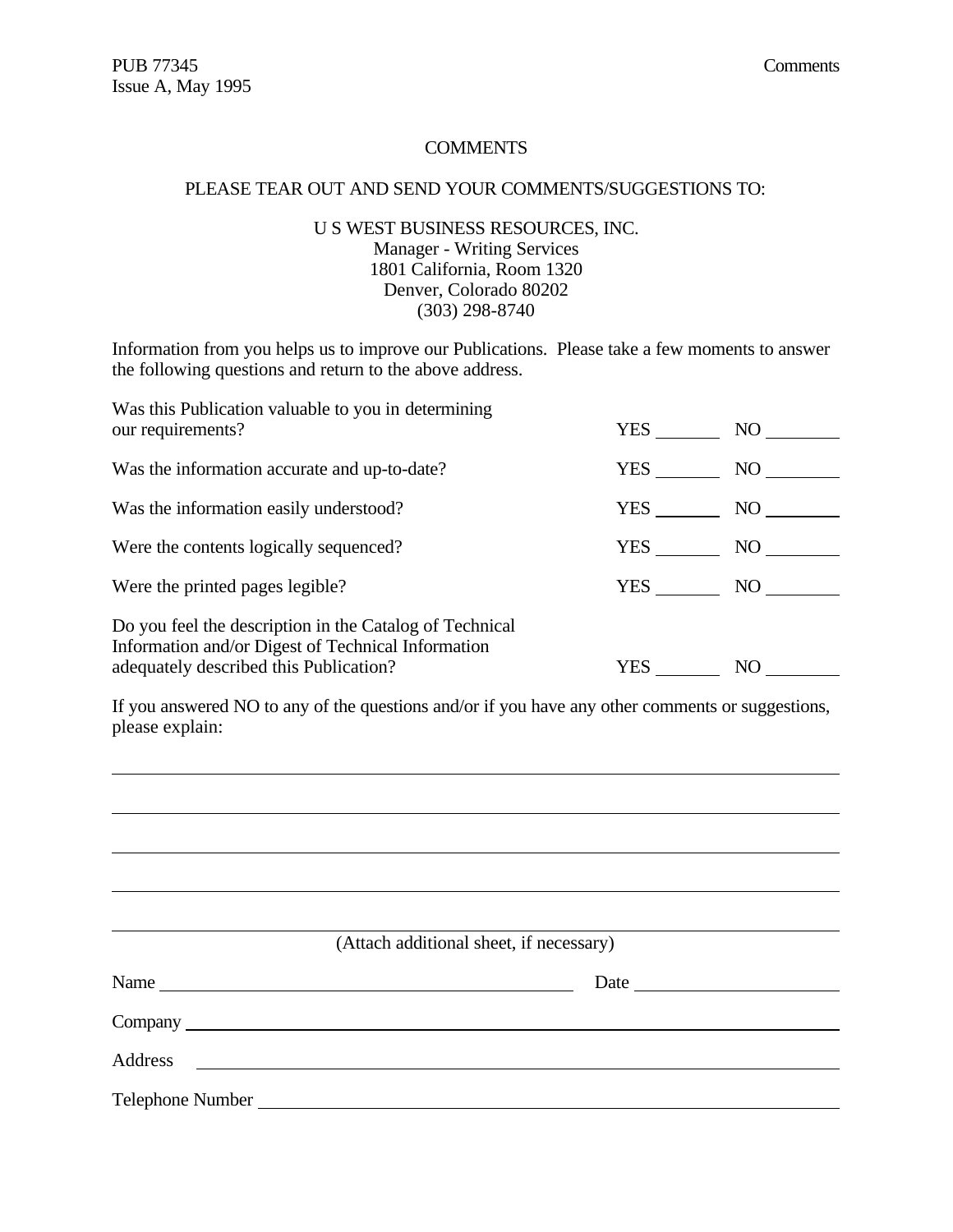# COMMENTS

PLEASE TEAR OUT AND SEND YOUR COMMENTS/SUGGESTIONS TO:

U S WEST BUSINESS RESOURCES, INC.
Manager - Writing Services
1801 California, Room 1320
Denver, Colorado 80202
(303) 298-8740

Information from you helps us to improve our Publications. Please take a few moments to answer the following questions and return to the above address.

| | | |
|---|---|---|
| Was this Publication valuable to you in determining our requirements? | YES ______ | NO ______ |
| Was the information accurate and up-to-date? | YES ______ | NO ______ |
| Was the information easily understood? | YES ______ | NO ______ |
| Were the contents logically sequenced? | YES ______ | NO ______ |
| Were the printed pages legible? | YES ______ | NO ______ |
| Do you feel the description in the Catalog of Technical Information and/or Digest of Technical Information adequately described this Publication? | YES ______ | NO ______ |

If you answered NO to any of the questions and/or if you have any other comments or suggestions, please explain:

______________________________________________________________________

______________________________________________________________________

______________________________________________________________________

______________________________________________________________________

______________________________________________________________________

(Attach additional sheet, if necessary)

Name ______________________________ Date ______________

Company ______________________________________________

Address ______________________________________________

Telephone Number ______________________________________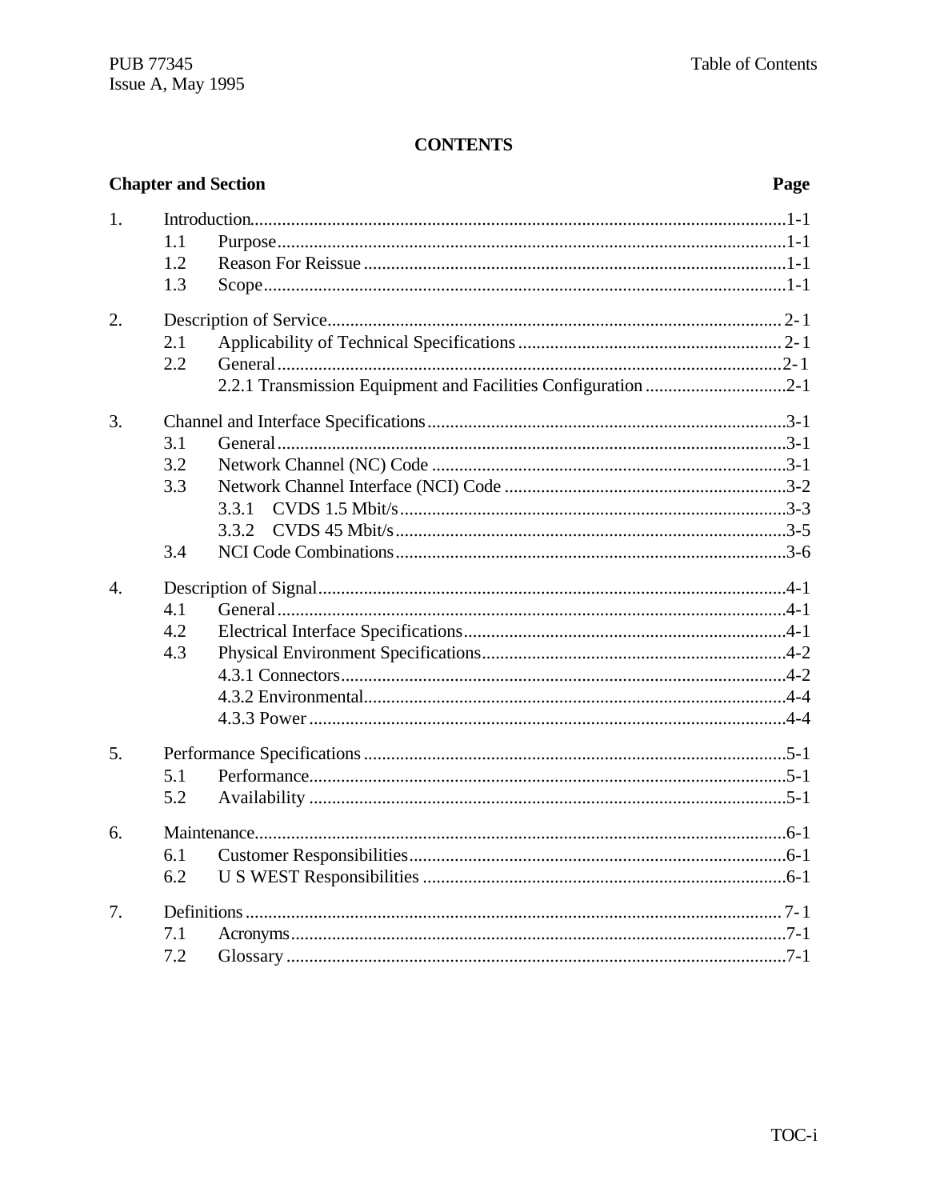**CONTENTS**

| Chapter and Section | | Page |
|---|---|---|
| 1. | Introduction | 1-1 |
| | 1.1 Purpose | 1-1 |
| | 1.2 Reason For Reissue | 1-1 |
| | 1.3 Scope | 1-1 |
| 2. | Description of Service | 2-1 |
| | 2.1 Applicability of Technical Specifications | 2-1 |
| | 2.2 General | 2-1 |
| | 2.2.1 Transmission Equipment and Facilities Configuration | 2-1 |
| 3. | Channel and Interface Specifications | 3-1 |
| | 3.1 General | 3-1 |
| | 3.2 Network Channel (NC) Code | 3-1 |
| | 3.3 Network Channel Interface (NCI) Code | 3-2 |
| | 3.3.1 CVDS 1.5 Mbit/s | 3-3 |
| | 3.3.2 CVDS 45 Mbit/s | 3-5 |
| | 3.4 NCI Code Combinations | 3-6 |
| 4. | Description of Signal | 4-1 |
| | 4.1 General | 4-1 |
| | 4.2 Electrical Interface Specifications | 4-1 |
| | 4.3 Physical Environment Specifications | 4-2 |
| | 4.3.1 Connectors | 4-2 |
| | 4.3.2 Environmental | 4-4 |
| | 4.3.3 Power | 4-4 |
| 5. | Performance Specifications | 5-1 |
| | 5.1 Performance | 5-1 |
| | 5.2 Availability | 5-1 |
| 6. | Maintenance | 6-1 |
| | 6.1 Customer Responsibilities | 6-1 |
| | 6.2 U S WEST Responsibilities | 6-1 |
| 7. | Definitions | 7-1 |
| | 7.1 Acronyms | 7-1 |
| | 7.2 Glossary | 7-1 |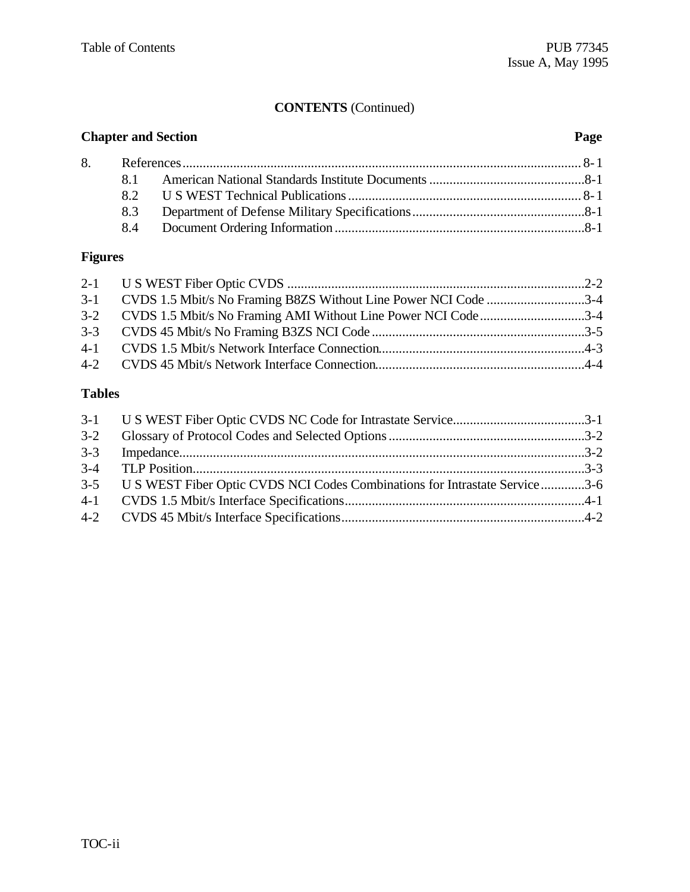**CONTENTS** (Continued)

| Chapter and Section | | Page |
|---|---|---|
| 8. | References | 8-1 |
| | 8.1 American National Standards Institute Documents | 8-1 |
| | 8.2 U S WEST Technical Publications | 8-1 |
| | 8.3 Department of Defense Military Specifications | 8-1 |
| | 8.4 Document Ordering Information | 8-1 |

**Figures**

| | | |
|---|---|---|
| 2-1 | U S WEST Fiber Optic CVDS | 2-2 |
| 3-1 | CVDS 1.5 Mbit/s No Framing B8ZS Without Line Power NCI Code | 3-4 |
| 3-2 | CVDS 1.5 Mbit/s No Framing AMI Without Line Power NCI Code | 3-4 |
| 3-3 | CVDS 45 Mbit/s No Framing B3ZS NCI Code | 3-5 |
| 4-1 | CVDS 1.5 Mbit/s Network Interface Connection | 4-3 |
| 4-2 | CVDS 45 Mbit/s Network Interface Connection | 4-4 |

**Tables**

| | | |
|---|---|---|
| 3-1 | U S WEST Fiber Optic CVDS NC Code for Intrastate Service | 3-1 |
| 3-2 | Glossary of Protocol Codes and Selected Options | 3-2 |
| 3-3 | Impedance | 3-2 |
| 3-4 | TLP Position | 3-3 |
| 3-5 | U S WEST Fiber Optic CVDS NCI Codes Combinations for Intrastate Service | 3-6 |
| 4-1 | CVDS 1.5 Mbit/s Interface Specifications | 4-1 |
| 4-2 | CVDS 45 Mbit/s Interface Specifications | 4-2 |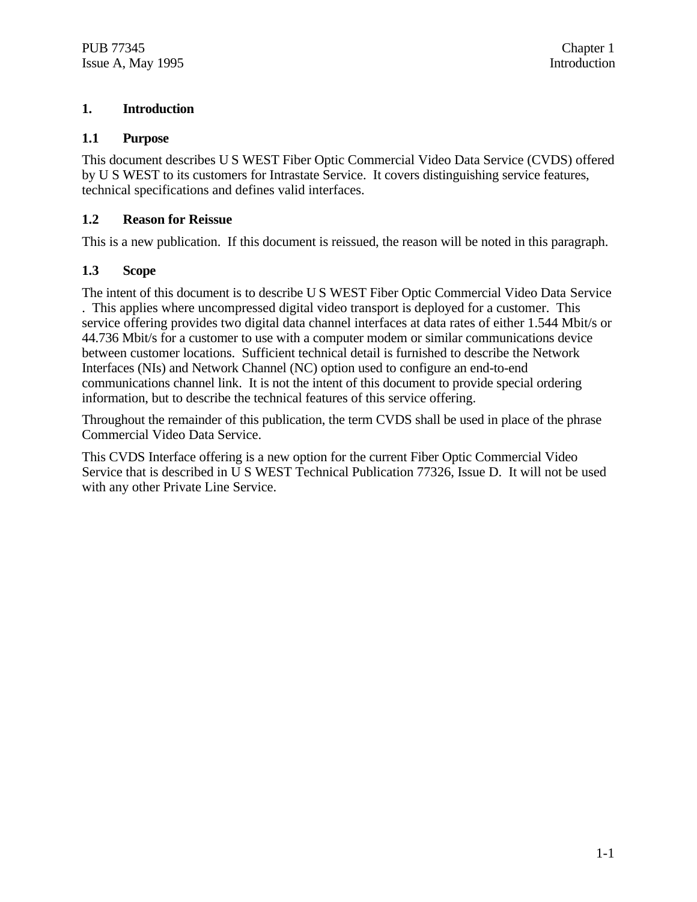# 1. Introduction

## 1.1 Purpose

This document describes U S WEST Fiber Optic Commercial Video Data Service (CVDS) offered by U S WEST to its customers for Intrastate Service. It covers distinguishing service features, technical specifications and defines valid interfaces.

## 1.2 Reason for Reissue

This is a new publication. If this document is reissued, the reason will be noted in this paragraph.

## 1.3 Scope

The intent of this document is to describe U S WEST Fiber Optic Commercial Video Data Service . This applies where uncompressed digital video transport is deployed for a customer. This service offering provides two digital data channel interfaces at data rates of either 1.544 Mbit/s or 44.736 Mbit/s for a customer to use with a computer modem or similar communications device between customer locations. Sufficient technical detail is furnished to describe the Network Interfaces (NIs) and Network Channel (NC) option used to configure an end-to-end communications channel link. It is not the intent of this document to provide special ordering information, but to describe the technical features of this service offering.

Throughout the remainder of this publication, the term CVDS shall be used in place of the phrase Commercial Video Data Service.

This CVDS Interface offering is a new option for the current Fiber Optic Commercial Video Service that is described in U S WEST Technical Publication 77326, Issue D. It will not be used with any other Private Line Service.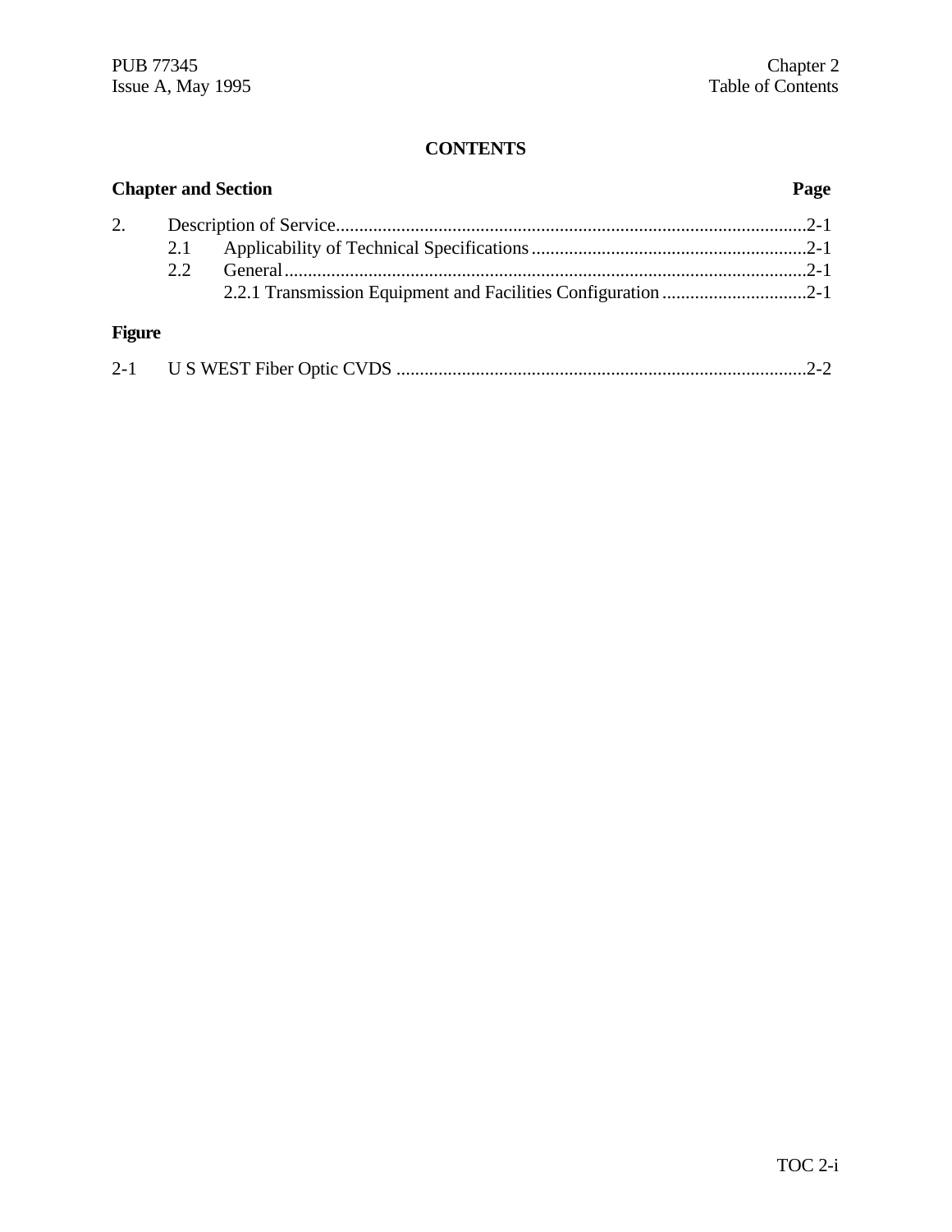# CONTENTS

| Chapter and Section | | Page |
|---|---|---|
| 2. | Description of Service | 2-1 |
| | 2.1 Applicability of Technical Specifications | 2-1 |
| | 2.2 General | 2-1 |
| | 2.2.1 Transmission Equipment and Facilities Configuration | 2-1 |

**Figure**

| | | |
|---|---|---|
| 2-1 | U S WEST Fiber Optic CVDS | 2-2 |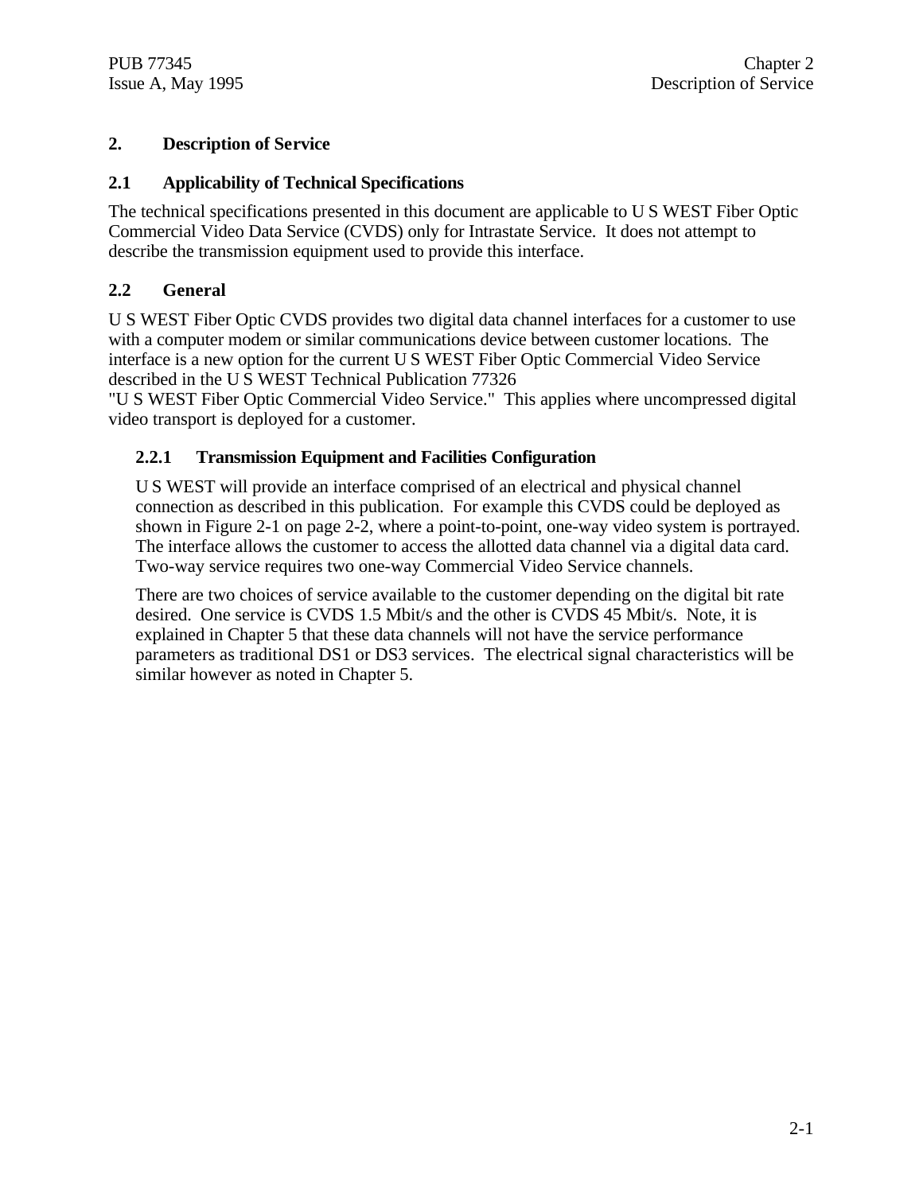# 2. Description of Service

## 2.1 Applicability of Technical Specifications

The technical specifications presented in this document are applicable to U S WEST Fiber Optic Commercial Video Data Service (CVDS) only for Intrastate Service. It does not attempt to describe the transmission equipment used to provide this interface.

## 2.2 General

U S WEST Fiber Optic CVDS provides two digital data channel interfaces for a customer to use with a computer modem or similar communications device between customer locations. The interface is a new option for the current U S WEST Fiber Optic Commercial Video Service described in the U S WEST Technical Publication 77326 "U S WEST Fiber Optic Commercial Video Service." This applies where uncompressed digital video transport is deployed for a customer.

### 2.2.1 Transmission Equipment and Facilities Configuration

U S WEST will provide an interface comprised of an electrical and physical channel connection as described in this publication. For example this CVDS could be deployed as shown in Figure 2-1 on page 2-2, where a point-to-point, one-way video system is portrayed. The interface allows the customer to access the allotted data channel via a digital data card. Two-way service requires two one-way Commercial Video Service channels.

There are two choices of service available to the customer depending on the digital bit rate desired. One service is CVDS 1.5 Mbit/s and the other is CVDS 45 Mbit/s. Note, it is explained in Chapter 5 that these data channels will not have the service performance parameters as traditional DS1 or DS3 services. The electrical signal characteristics will be similar however as noted in Chapter 5.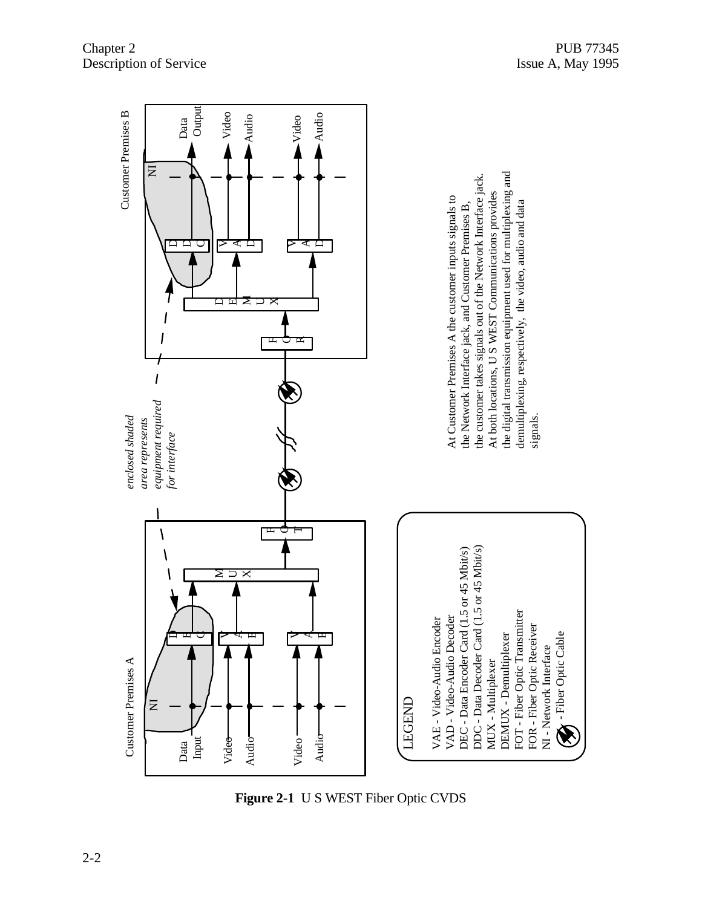enclosed shaded area represents equipment required for interface

Customer Premises A

Customer Premises B

LEGEND

VAE - Video-Audio Encoder
VAD - Video-Audio Decoder
DEC - Data Encoder Card (1.5 or 45 Mbit/s)
DDC - Data Decoder Card (1.5 or 45 Mbit/s)
MUX - Multiplexer
DEMUX - Demultiplexer
FOT - Fiber Optic Transmitter
FOR - Fiber Optic Receiver
NI - Network Interface
- Fiber Optic Cable

At Customer Premises A the customer inputs signals to the Network Interface jack, and Customer Premises B, the customer takes signals out of the Network Interface jack. At both locations, U S WEST Communications provides the digital transmission equipment used for multiplexing and demultiplexing, respectively, the video, audio and data signals.

**Figure 2-1** U S WEST Fiber Optic CVDS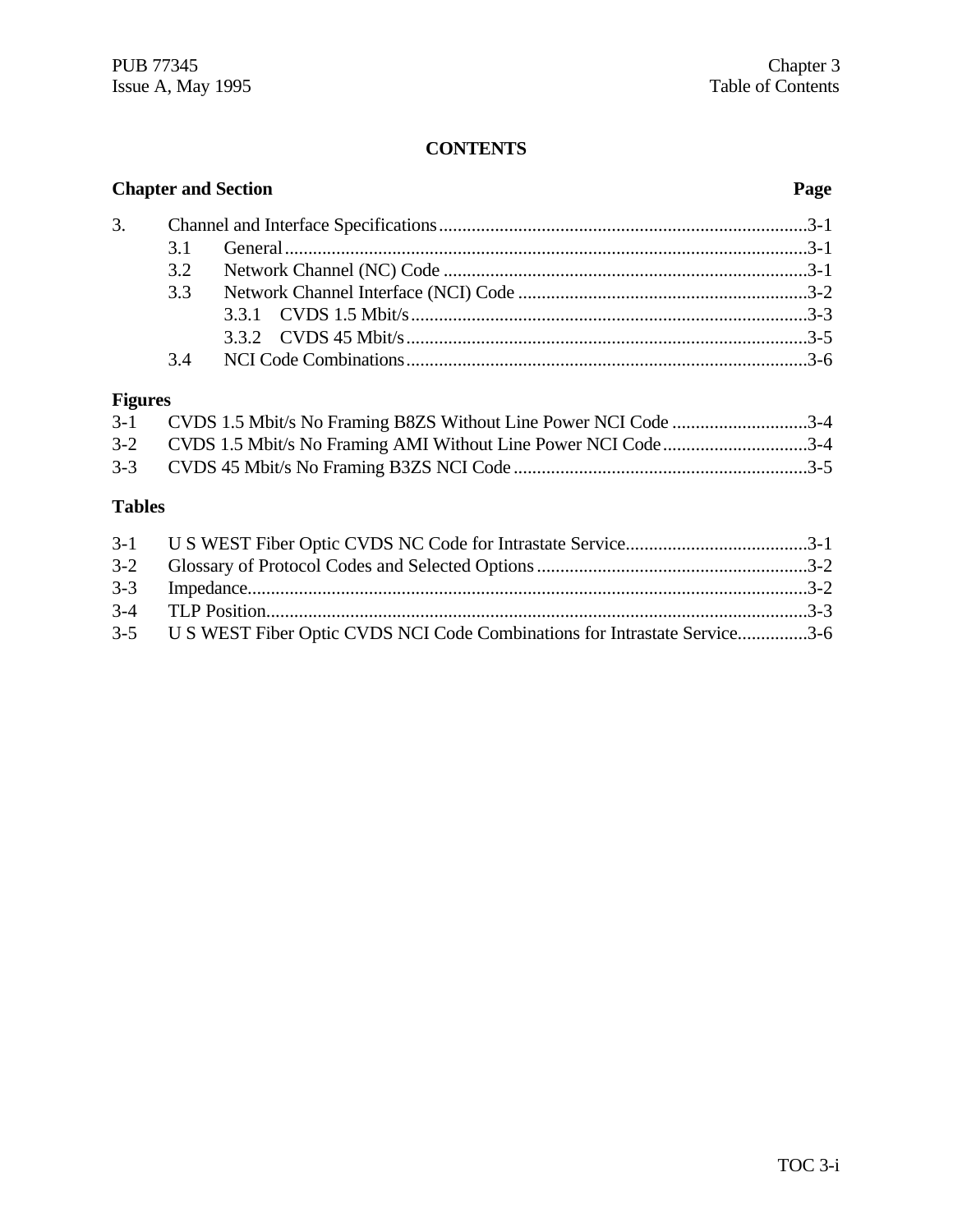# CONTENTS

**Chapter and Section** **Page**

3. Channel and Interface Specifications ........................................ 3-1
   - 3.1 General ........................................ 3-1
   - 3.2 Network Channel (NC) Code ........................................ 3-1
   - 3.3 Network Channel Interface (NCI) Code ........................................ 3-2
     - 3.3.1 CVDS 1.5 Mbit/s ........................................ 3-3
     - 3.3.2 CVDS 45 Mbit/s ........................................ 3-5
   - 3.4 NCI Code Combinations ........................................ 3-6

**Figures**

3-1 CVDS 1.5 Mbit/s No Framing B8ZS Without Line Power NCI Code ........................................ 3-4
3-2 CVDS 1.5 Mbit/s No Framing AMI Without Line Power NCI Code ........................................ 3-4
3-3 CVDS 45 Mbit/s No Framing B3ZS NCI Code ........................................ 3-5

**Tables**

3-1 U S WEST Fiber Optic CVDS NC Code for Intrastate Service ........................................ 3-1
3-2 Glossary of Protocol Codes and Selected Options ........................................ 3-2
3-3 Impedance ........................................ 3-2
3-4 TLP Position ........................................ 3-3
3-5 U S WEST Fiber Optic CVDS NCI Code Combinations for Intrastate Service ........................................ 3-6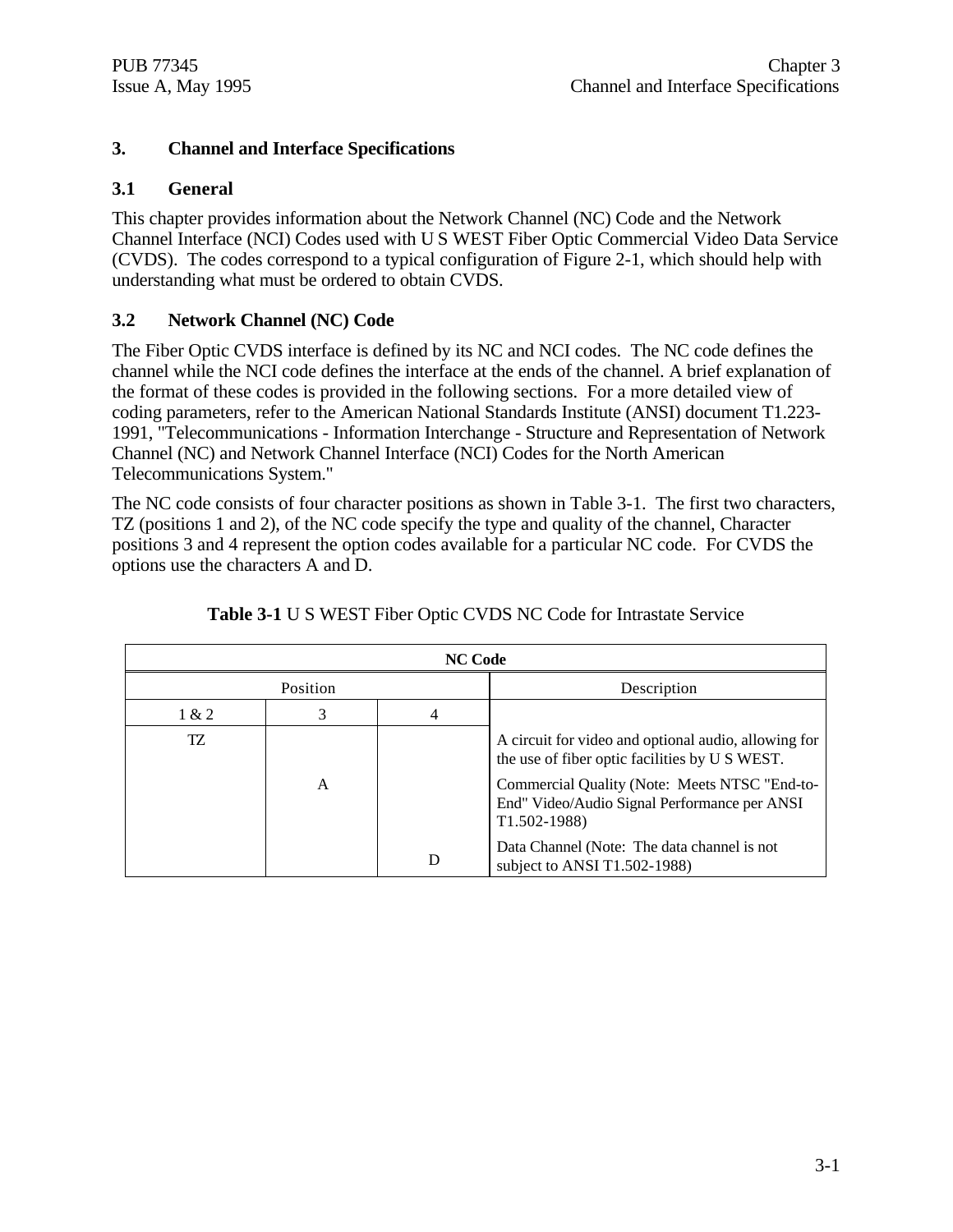# 3. Channel and Interface Specifications

## 3.1 General

This chapter provides information about the Network Channel (NC) Code and the Network Channel Interface (NCI) Codes used with U S WEST Fiber Optic Commercial Video Data Service (CVDS). The codes correspond to a typical configuration of Figure 2-1, which should help with understanding what must be ordered to obtain CVDS.

## 3.2 Network Channel (NC) Code

The Fiber Optic CVDS interface is defined by its NC and NCI codes. The NC code defines the channel while the NCI code defines the interface at the ends of the channel. A brief explanation of the format of these codes is provided in the following sections. For a more detailed view of coding parameters, refer to the American National Standards Institute (ANSI) document T1.223-1991, "Telecommunications - Information Interchange - Structure and Representation of Network Channel (NC) and Network Channel Interface (NCI) Codes for the North American Telecommunications System."

The NC code consists of four character positions as shown in Table 3-1. The first two characters, TZ (positions 1 and 2), of the NC code specify the type and quality of the channel, Character positions 3 and 4 represent the option codes available for a particular NC code. For CVDS the options use the characters A and D.

**Table 3-1** U S WEST Fiber Optic CVDS NC Code for Intrastate Service

| NC Code | | | |
|---|---|---|---|
| Position | | | Description |
| 1 & 2 | 3 | 4 | |
| TZ | | | A circuit for video and optional audio, allowing for the use of fiber optic facilities by U S WEST. |
| | A | | Commercial Quality (Note: Meets NTSC "End-to-End" Video/Audio Signal Performance per ANSI T1.502-1988) |
| | | D | Data Channel (Note: The data channel is not subject to ANSI T1.502-1988) |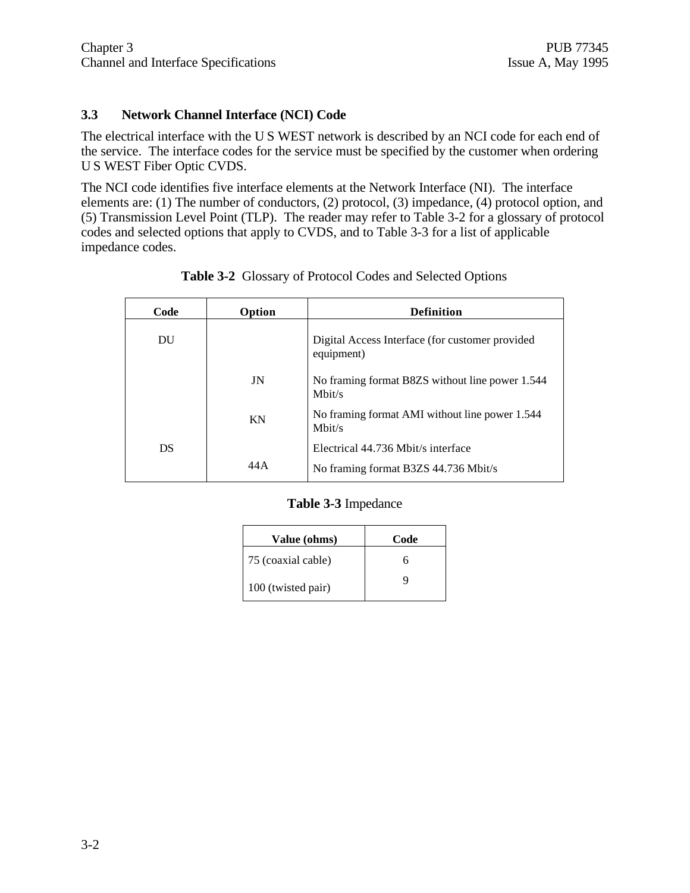### 3.3 Network Channel Interface (NCI) Code

The electrical interface with the U S WEST network is described by an NCI code for each end of the service. The interface codes for the service must be specified by the customer when ordering U S WEST Fiber Optic CVDS.

The NCI code identifies five interface elements at the Network Interface (NI). The interface elements are: (1) The number of conductors, (2) protocol, (3) impedance, (4) protocol option, and (5) Transmission Level Point (TLP). The reader may refer to Table 3-2 for a glossary of protocol codes and selected options that apply to CVDS, and to Table 3-3 for a list of applicable impedance codes.

**Table 3-2** Glossary of Protocol Codes and Selected Options

| Code | Option | Definition |
|---|---|---|
| DU | | Digital Access Interface (for customer provided equipment) |
| | JN | No framing format B8ZS without line power 1.544 Mbit/s |
| | KN | No framing format AMI without line power 1.544 Mbit/s |
| DS | | Electrical 44.736 Mbit/s interface |
| | 44A | No framing format B3ZS 44.736 Mbit/s |

**Table 3-3** Impedance

| Value (ohms) | Code |
|---|---|
| 75 (coaxial cable) | 6 |
| 100 (twisted pair) | 9 |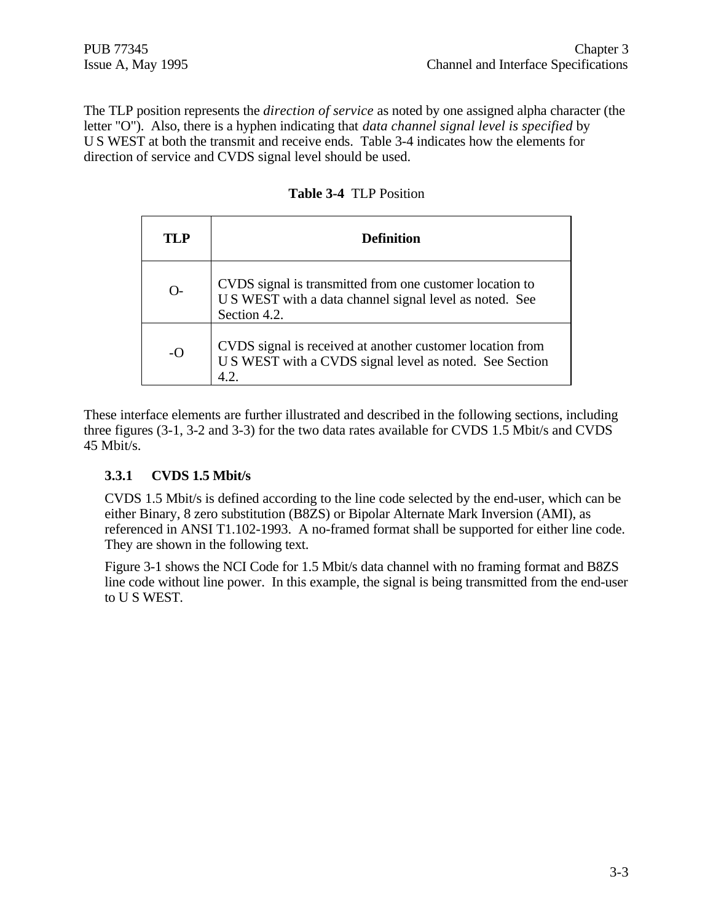The TLP position represents the *direction of service* as noted by one assigned alpha character (the letter "O"). Also, there is a hyphen indicating that *data channel signal level is specified* by U S WEST at both the transmit and receive ends. Table 3-4 indicates how the elements for direction of service and CVDS signal level should be used.

**Table 3-4** TLP Position

| TLP | Definition |
|---|---|
| O- | CVDS signal is transmitted from one customer location to U S WEST with a data channel signal level as noted. See Section 4.2. |
| -O | CVDS signal is received at another customer location from U S WEST with a CVDS signal level as noted. See Section 4.2. |

These interface elements are further illustrated and described in the following sections, including three figures (3-1, 3-2 and 3-3) for the two data rates available for CVDS 1.5 Mbit/s and CVDS 45 Mbit/s.

### 3.3.1 CVDS 1.5 Mbit/s

CVDS 1.5 Mbit/s is defined according to the line code selected by the end-user, which can be either Binary, 8 zero substitution (B8ZS) or Bipolar Alternate Mark Inversion (AMI), as referenced in ANSI T1.102-1993. A no-framed format shall be supported for either line code. They are shown in the following text.

Figure 3-1 shows the NCI Code for 1.5 Mbit/s data channel with no framing format and B8ZS line code without line power. In this example, the signal is being transmitted from the end-user to U S WEST.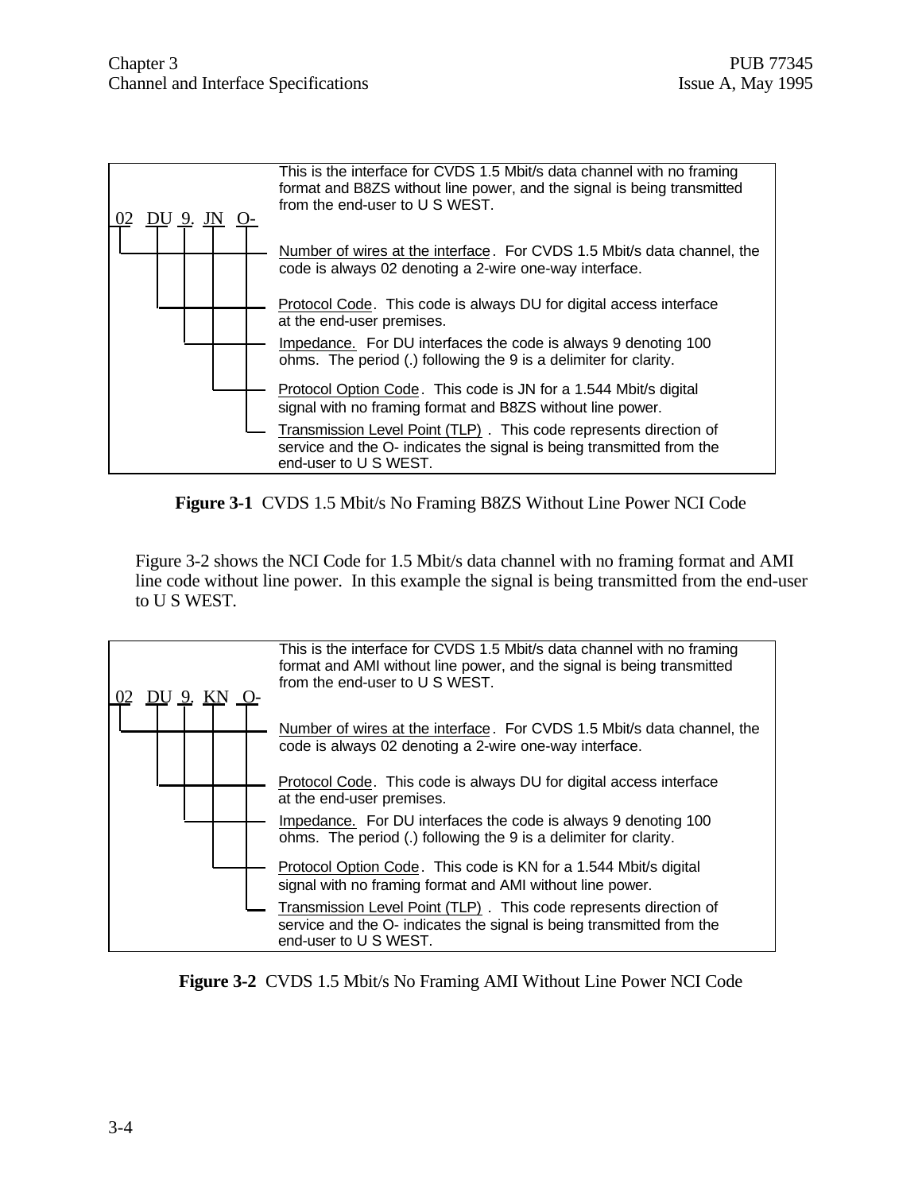This is the interface for CVDS 1.5 Mbit/s data channel with no framing format and B8ZS without line power, and the signal is being transmitted from the end-user to U S WEST.

02 DU 9. JN O-

- Number of wires at the interface. For CVDS 1.5 Mbit/s data channel, the code is always 02 denoting a 2-wire one-way interface.
- Protocol Code. This code is always DU for digital access interface at the end-user premises.
- Impedance. For DU interfaces the code is always 9 denoting 100 ohms. The period (.) following the 9 is a delimiter for clarity.
- Protocol Option Code. This code is JN for a 1.544 Mbit/s digital signal with no framing format and B8ZS without line power.
- Transmission Level Point (TLP). This code represents direction of service and the O- indicates the signal is being transmitted from the end-user to U S WEST.

**Figure 3-1** CVDS 1.5 Mbit/s No Framing B8ZS Without Line Power NCI Code

Figure 3-2 shows the NCI Code for 1.5 Mbit/s data channel with no framing format and AMI line code without line power. In this example the signal is being transmitted from the end-user to U S WEST.

This is the interface for CVDS 1.5 Mbit/s data channel with no framing format and AMI without line power, and the signal is being transmitted from the end-user to U S WEST.

02 DU 9. KN O-

- Number of wires at the interface. For CVDS 1.5 Mbit/s data channel, the code is always 02 denoting a 2-wire one-way interface.
- Protocol Code. This code is always DU for digital access interface at the end-user premises.
- Impedance. For DU interfaces the code is always 9 denoting 100 ohms. The period (.) following the 9 is a delimiter for clarity.
- Protocol Option Code. This code is KN for a 1.544 Mbit/s digital signal with no framing format and AMI without line power.
- Transmission Level Point (TLP). This code represents direction of service and the O- indicates the signal is being transmitted from the end-user to U S WEST.

**Figure 3-2** CVDS 1.5 Mbit/s No Framing AMI Without Line Power NCI Code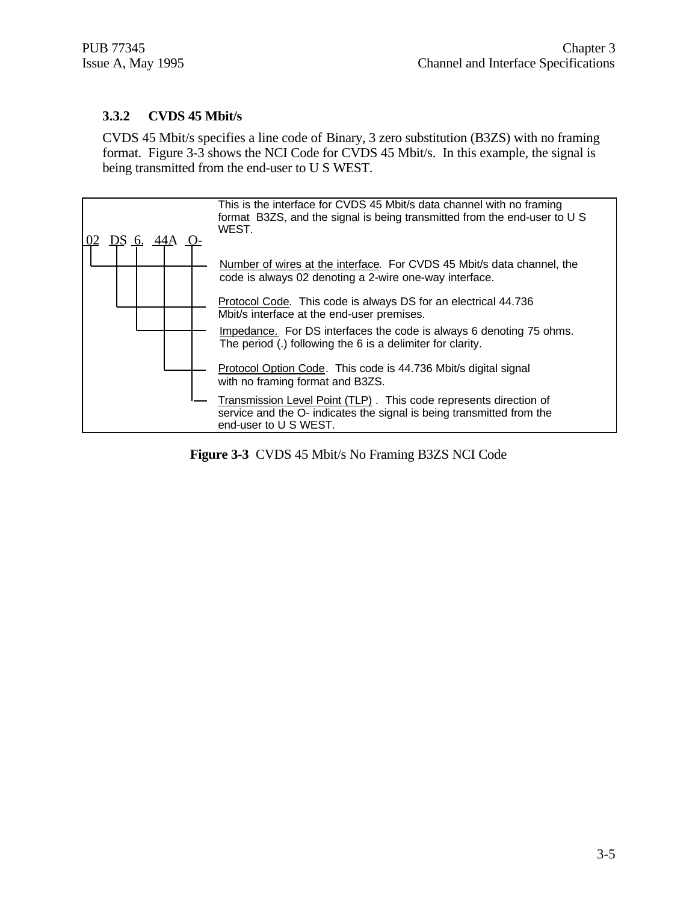### 3.3.2 CVDS 45 Mbit/s

CVDS 45 Mbit/s specifies a line code of Binary, 3 zero substitution (B3ZS) with no framing format. Figure 3-3 shows the NCI Code for CVDS 45 Mbit/s. In this example, the signal is being transmitted from the end-user to U S WEST.

| Code | Description |
|---|---|
| 02 DS 6. 44A O- | This is the interface for CVDS 45 Mbit/s data channel with no framing format B3ZS, and the signal is being transmitted from the end-user to U S WEST. |
| 02 | Number of wires at the interface. For CVDS 45 Mbit/s data channel, the code is always 02 denoting a 2-wire one-way interface. |
| DS | Protocol Code. This code is always DS for an electrical 44.736 Mbit/s interface at the end-user premises. |
| 6. | Impedance. For DS interfaces the code is always 6 denoting 75 ohms. The period (.) following the 6 is a delimiter for clarity. |
| 44A | Protocol Option Code. This code is 44.736 Mbit/s digital signal with no framing format and B3ZS. |
| O- | Transmission Level Point (TLP). This code represents direction of service and the O- indicates the signal is being transmitted from the end-user to U S WEST. |

**Figure 3-3** CVDS 45 Mbit/s No Framing B3ZS NCI Code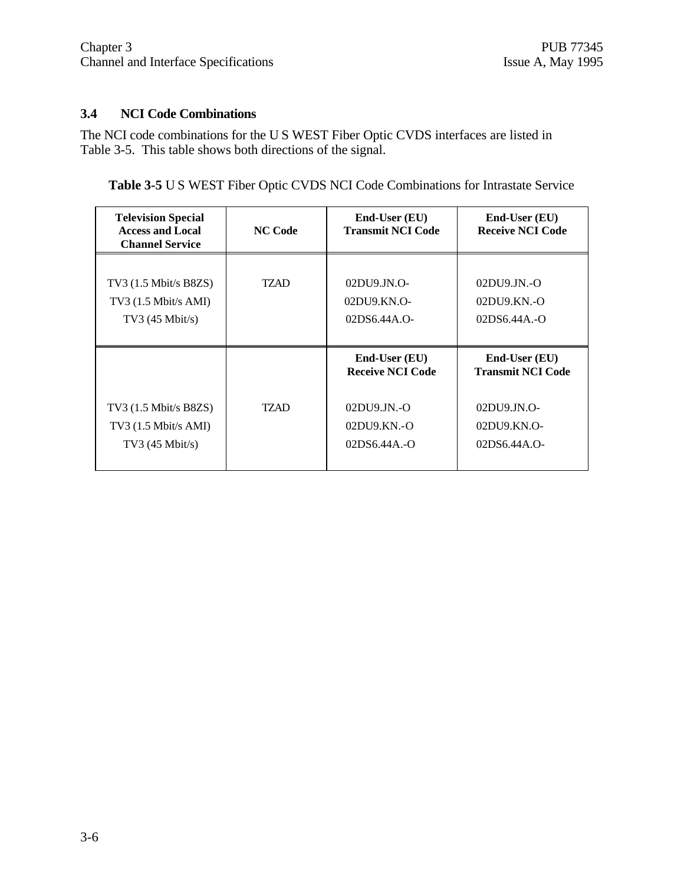## 3.4 NCI Code Combinations

The NCI code combinations for the U S WEST Fiber Optic CVDS interfaces are listed in Table 3-5. This table shows both directions of the signal.

**Table 3-5** U S WEST Fiber Optic CVDS NCI Code Combinations for Intrastate Service

| Television Special Access and Local Channel Service | NC Code | End-User (EU) Transmit NCI Code | End-User (EU) Receive NCI Code |
|---|---|---|---|
| TV3 (1.5 Mbit/s B8ZS) | TZAD | 02DU9.JN.O- | 02DU9.JN.-O |
| TV3 (1.5 Mbit/s AMI) | | 02DU9.KN.O- | 02DU9.KN.-O |
| TV3 (45 Mbit/s) | | 02DS6.44A.O- | 02DS6.44A.-O |
| | | **End-User (EU) Receive NCI Code** | **End-User (EU) Transmit NCI Code** |
| TV3 (1.5 Mbit/s B8ZS) | TZAD | 02DU9.JN.-O | 02DU9.JN.O- |
| TV3 (1.5 Mbit/s AMI) | | 02DU9.KN.-O | 02DU9.KN.O- |
| TV3 (45 Mbit/s) | | 02DS6.44A.-O | 02DS6.44A.O- |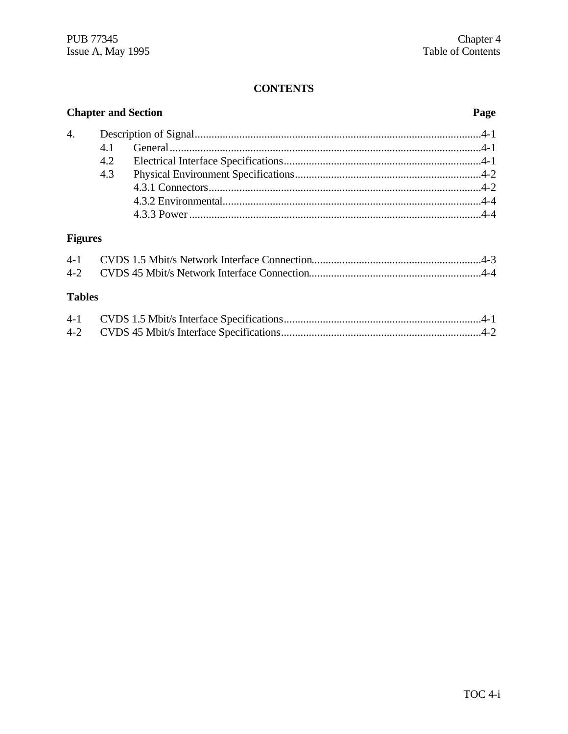## CONTENTS

**Chapter and Section** **Page**

| | | | |
|---|---|---|---|
| 4. | Description of Signal | | 4-1 |
| | 4.1 | General | 4-1 |
| | 4.2 | Electrical Interface Specifications | 4-1 |
| | 4.3 | Physical Environment Specifications | 4-2 |
| | | 4.3.1 Connectors | 4-2 |
| | | 4.3.2 Environmental | 4-4 |
| | | 4.3.3 Power | 4-4 |

### Figures

| | | |
|---|---|---|
| 4-1 | CVDS 1.5 Mbit/s Network Interface Connection | 4-3 |
| 4-2 | CVDS 45 Mbit/s Network Interface Connection | 4-4 |

### Tables

| | | |
|---|---|---|
| 4-1 | CVDS 1.5 Mbit/s Interface Specifications | 4-1 |
| 4-2 | CVDS 45 Mbit/s Interface Specifications | 4-2 |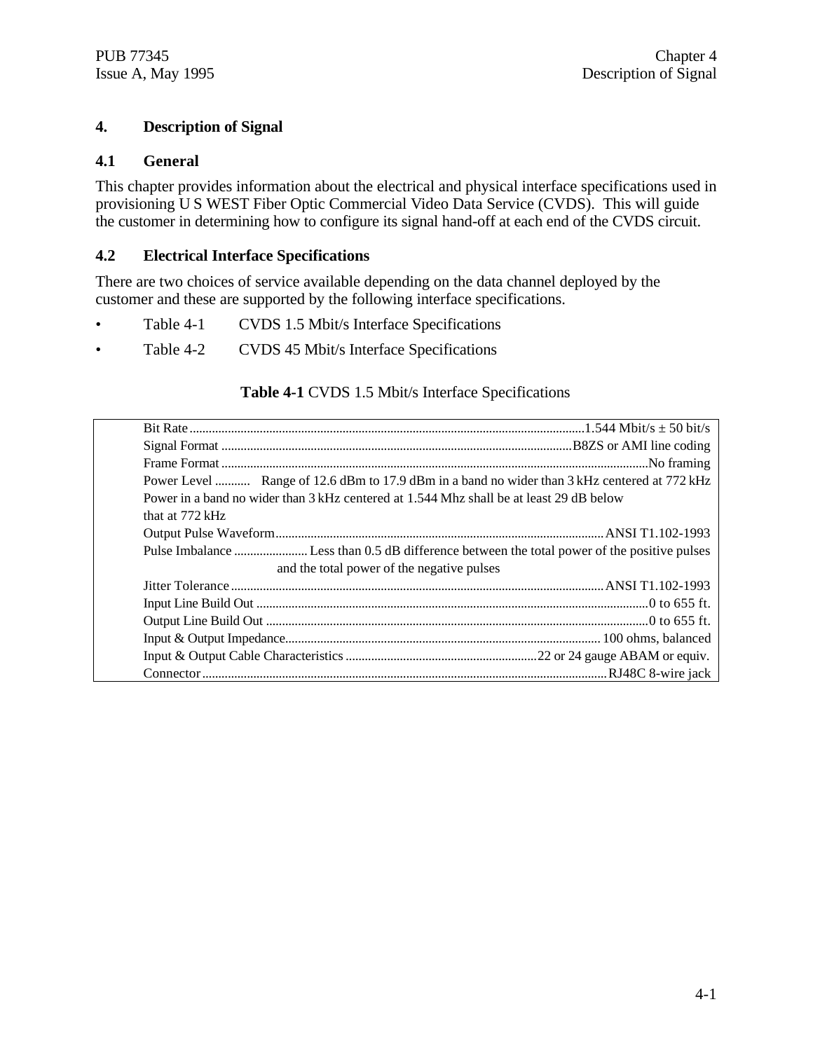# 4. Description of Signal

## 4.1 General

This chapter provides information about the electrical and physical interface specifications used in provisioning U S WEST Fiber Optic Commercial Video Data Service (CVDS). This will guide the customer in determining how to configure its signal hand-off at each end of the CVDS circuit.

## 4.2 Electrical Interface Specifications

There are two choices of service available depending on the data channel deployed by the customer and these are supported by the following interface specifications.

- Table 4-1 CVDS 1.5 Mbit/s Interface Specifications
- Table 4-2 CVDS 45 Mbit/s Interface Specifications

**Table 4-1** CVDS 1.5 Mbit/s Interface Specifications

| Parameter | Specification |
|---|---|
| Bit Rate | 1.544 Mbit/s ± 50 bit/s |
| Signal Format | B8ZS or AMI line coding |
| Frame Format | No framing |
| Power Level | Range of 12.6 dBm to 17.9 dBm in a band no wider than 3 kHz centered at 772 kHz. Power in a band no wider than 3 kHz centered at 1.544 Mhz shall be at least 29 dB below that at 772 kHz |
| Output Pulse Waveform | ANSI T1.102-1993 |
| Pulse Imbalance | Less than 0.5 dB difference between the total power of the positive pulses and the total power of the negative pulses |
| Jitter Tolerance | ANSI T1.102-1993 |
| Input Line Build Out | 0 to 655 ft. |
| Output Line Build Out | 0 to 655 ft. |
| Input & Output Impedance | 100 ohms, balanced |
| Input & Output Cable Characteristics | 22 or 24 gauge ABAM or equiv. |
| Connector | RJ48C 8-wire jack |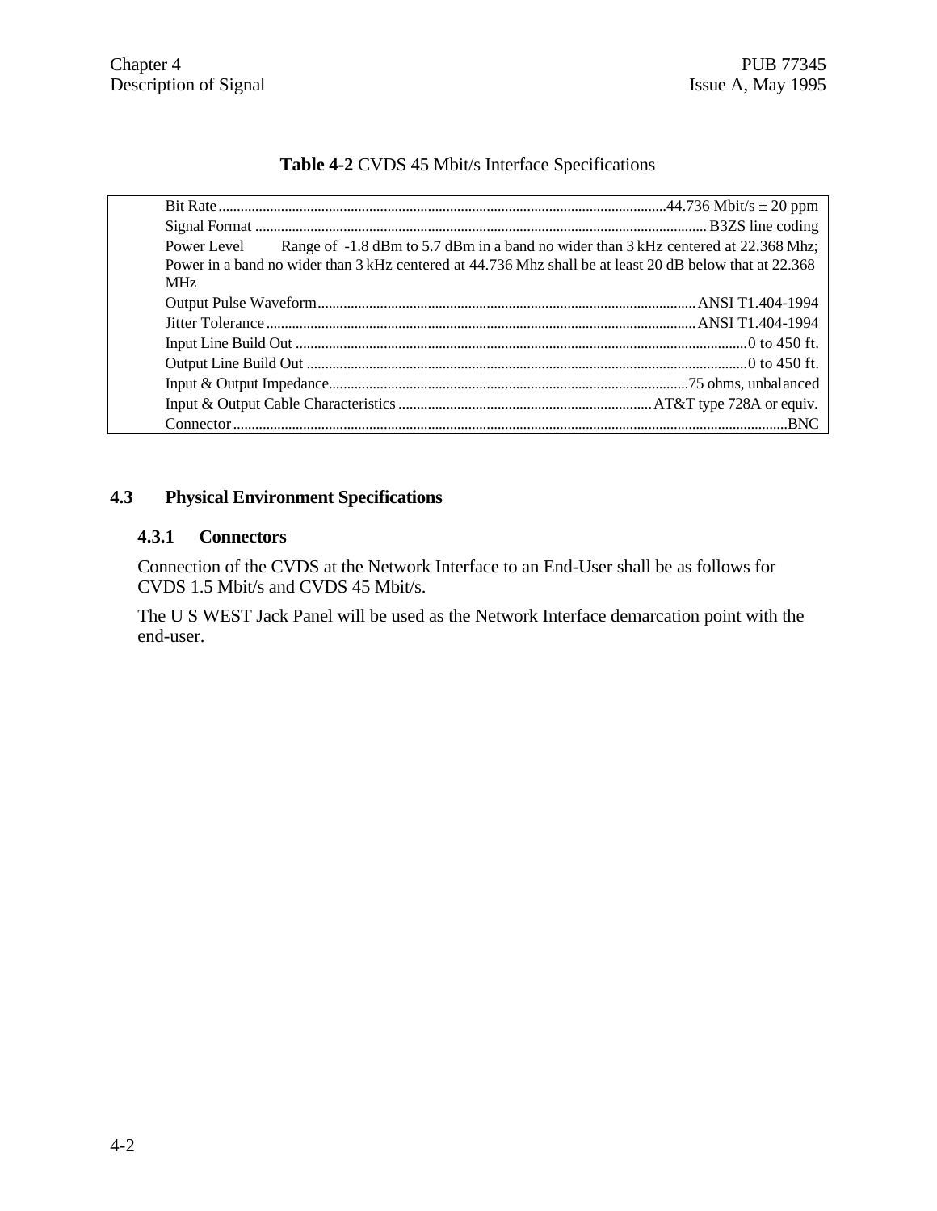**Table 4-2** CVDS 45 Mbit/s Interface Specifications

| Parameter | Specification |
|---|---|
| Bit Rate | 44.736 Mbit/s ± 20 ppm |
| Signal Format | B3ZS line coding |
| Power Level | Range of -1.8 dBm to 5.7 dBm in a band no wider than 3 kHz centered at 22.368 Mhz; Power in a band no wider than 3 kHz centered at 44.736 Mhz shall be at least 20 dB below that at 22.368 MHz |
| Output Pulse Waveform | ANSI T1.404-1994 |
| Jitter Tolerance | ANSI T1.404-1994 |
| Input Line Build Out | 0 to 450 ft. |
| Output Line Build Out | 0 to 450 ft. |
| Input & Output Impedance | 75 ohms, unbalanced |
| Input & Output Cable Characteristics | AT&T type 728A or equiv. |
| Connector | BNC |

## 4.3 Physical Environment Specifications

### 4.3.1 Connectors

Connection of the CVDS at the Network Interface to an End-User shall be as follows for CVDS 1.5 Mbit/s and CVDS 45 Mbit/s.

The U S WEST Jack Panel will be used as the Network Interface demarcation point with the end-user.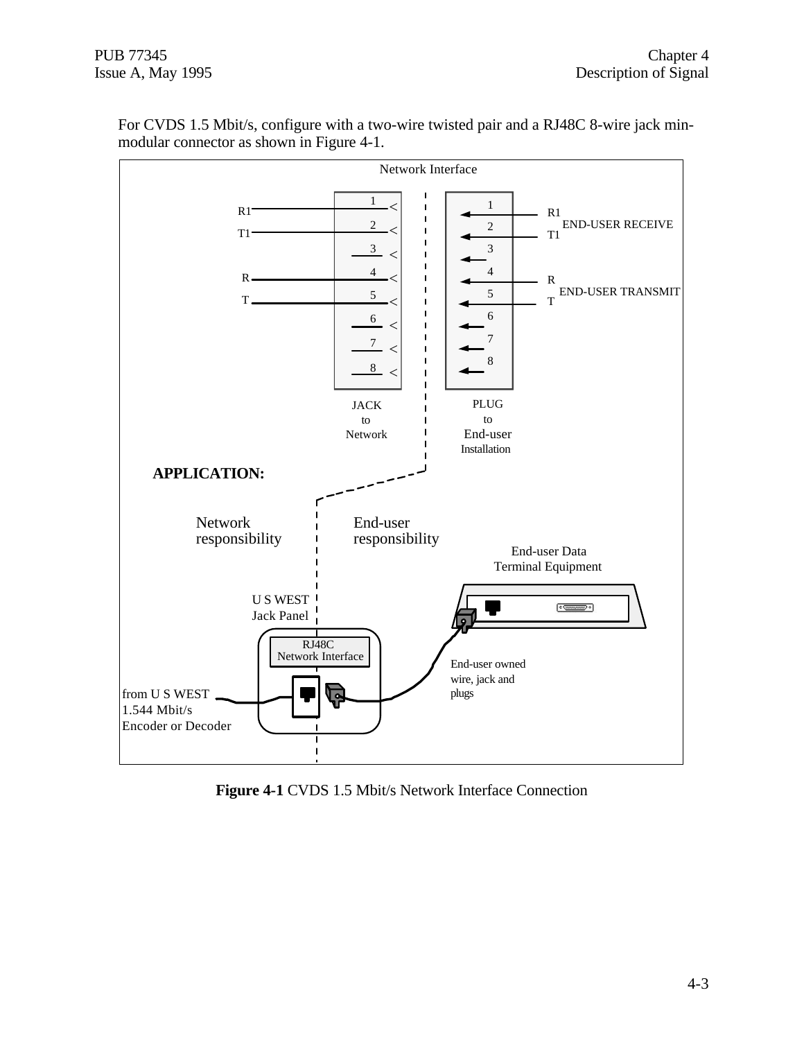For CVDS 1.5 Mbit/s, configure with a two-wire twisted pair and a RJ48C 8-wire jack min-modular connector as shown in Figure 4-1.

Network Interface

R1 — 1 / T1 — 2 / 3 / R — 4 / T — 5 / 6 / 7 / 8

JACK to Network

1 — R1 / 2 — T1 (END-USER RECEIVE) / 3 / 4 — R / 5 — T (END-USER TRANSMIT) / 6 / 7 / 8

PLUG to End-user Installation

**APPLICATION:**

Network responsibility | End-user responsibility

End-user Data Terminal Equipment

U S WEST Jack Panel

RJ48C Network Interface

from U S WEST 1.544 Mbit/s Encoder or Decoder

End-user owned wire, jack and plugs

**Figure 4-1** CVDS 1.5 Mbit/s Network Interface Connection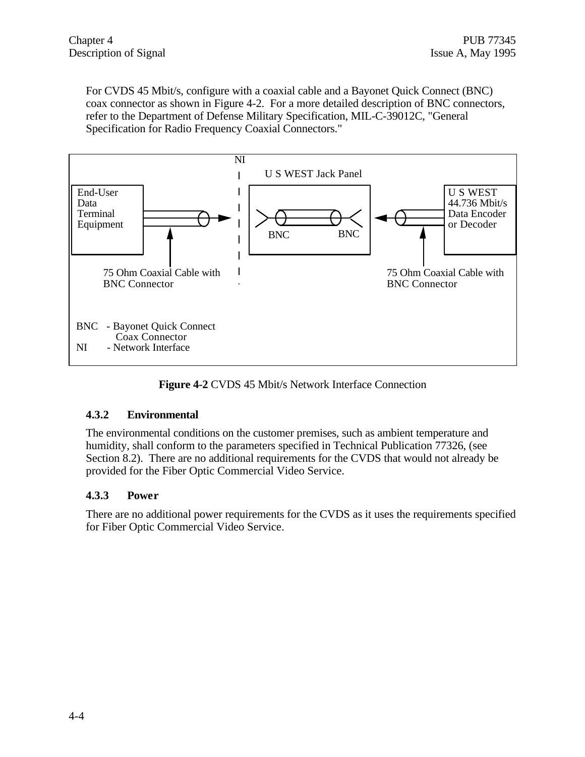For CVDS 45 Mbit/s, configure with a coaxial cable and a Bayonet Quick Connect (BNC) coax connector as shown in Figure 4-2. For a more detailed description of BNC connectors, refer to the Department of Defense Military Specification, MIL-C-39012C, "General Specification for Radio Frequency Coaxial Connectors."

NI

U S WEST Jack Panel

End-User Data Terminal Equipment

BNC BNC

U S WEST 44.736 Mbit/s Data Encoder or Decoder

75 Ohm Coaxial Cable with BNC Connector

75 Ohm Coaxial Cable with BNC Connector

BNC - Bayonet Quick Connect Coax Connector
NI - Network Interface

**Figure 4-2** CVDS 45 Mbit/s Network Interface Connection

### 4.3.2 Environmental

The environmental conditions on the customer premises, such as ambient temperature and humidity, shall conform to the parameters specified in Technical Publication 77326, (see Section 8.2). There are no additional requirements for the CVDS that would not already be provided for the Fiber Optic Commercial Video Service.

### 4.3.3 Power

There are no additional power requirements for the CVDS as it uses the requirements specified for Fiber Optic Commercial Video Service.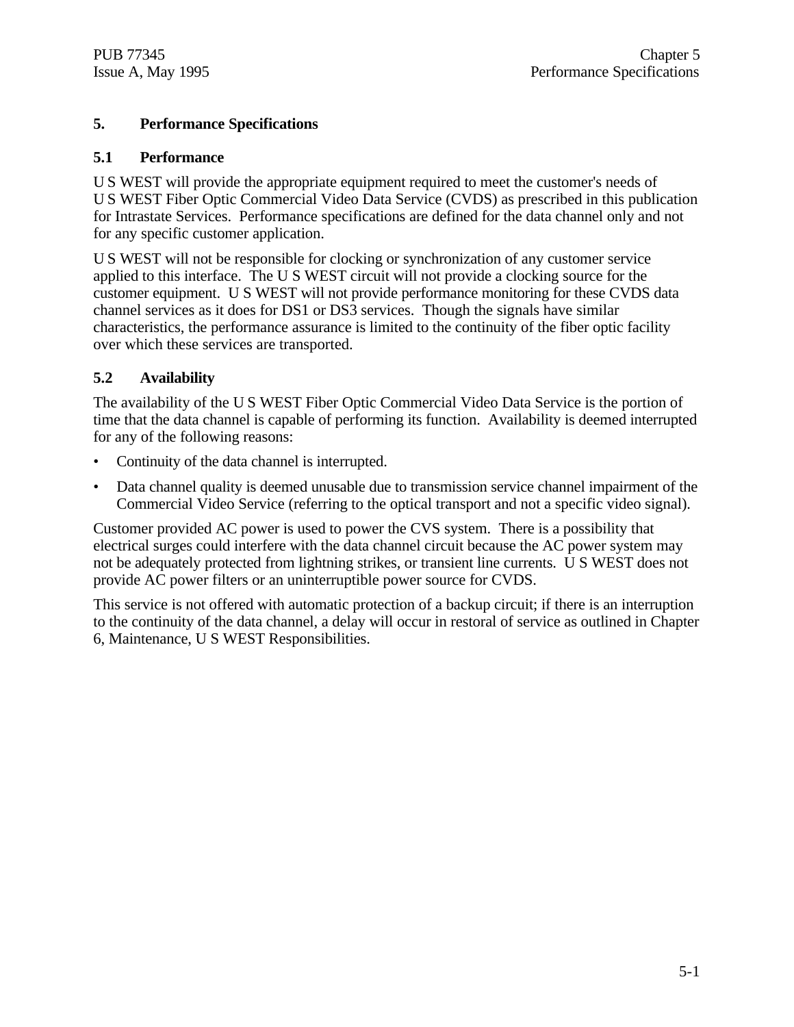# 5. Performance Specifications

## 5.1 Performance

U S WEST will provide the appropriate equipment required to meet the customer's needs of U S WEST Fiber Optic Commercial Video Data Service (CVDS) as prescribed in this publication for Intrastate Services. Performance specifications are defined for the data channel only and not for any specific customer application.

U S WEST will not be responsible for clocking or synchronization of any customer service applied to this interface. The U S WEST circuit will not provide a clocking source for the customer equipment. U S WEST will not provide performance monitoring for these CVDS data channel services as it does for DS1 or DS3 services. Though the signals have similar characteristics, the performance assurance is limited to the continuity of the fiber optic facility over which these services are transported.

## 5.2 Availability

The availability of the U S WEST Fiber Optic Commercial Video Data Service is the portion of time that the data channel is capable of performing its function. Availability is deemed interrupted for any of the following reasons:

- Continuity of the data channel is interrupted.
- Data channel quality is deemed unusable due to transmission service channel impairment of the Commercial Video Service (referring to the optical transport and not a specific video signal).

Customer provided AC power is used to power the CVS system. There is a possibility that electrical surges could interfere with the data channel circuit because the AC power system may not be adequately protected from lightning strikes, or transient line currents. U S WEST does not provide AC power filters or an uninterruptible power source for CVDS.

This service is not offered with automatic protection of a backup circuit; if there is an interruption to the continuity of the data channel, a delay will occur in restoral of service as outlined in Chapter 6, Maintenance, U S WEST Responsibilities.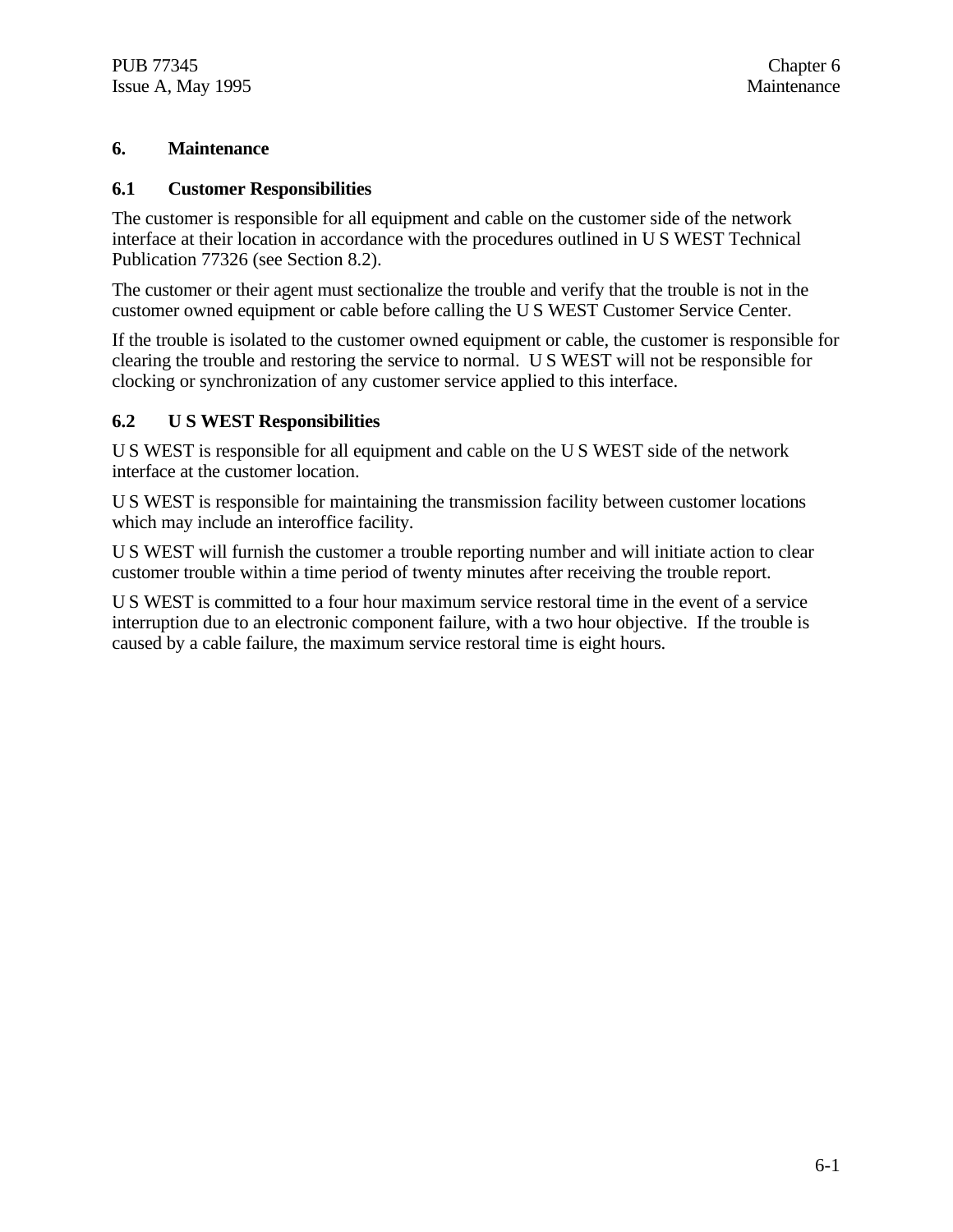# 6. Maintenance

## 6.1 Customer Responsibilities

The customer is responsible for all equipment and cable on the customer side of the network interface at their location in accordance with the procedures outlined in U S WEST Technical Publication 77326 (see Section 8.2).

The customer or their agent must sectionalize the trouble and verify that the trouble is not in the customer owned equipment or cable before calling the U S WEST Customer Service Center.

If the trouble is isolated to the customer owned equipment or cable, the customer is responsible for clearing the trouble and restoring the service to normal. U S WEST will not be responsible for clocking or synchronization of any customer service applied to this interface.

## 6.2 U S WEST Responsibilities

U S WEST is responsible for all equipment and cable on the U S WEST side of the network interface at the customer location.

U S WEST is responsible for maintaining the transmission facility between customer locations which may include an interoffice facility.

U S WEST will furnish the customer a trouble reporting number and will initiate action to clear customer trouble within a time period of twenty minutes after receiving the trouble report.

U S WEST is committed to a four hour maximum service restoral time in the event of a service interruption due to an electronic component failure, with a two hour objective. If the trouble is caused by a cable failure, the maximum service restoral time is eight hours.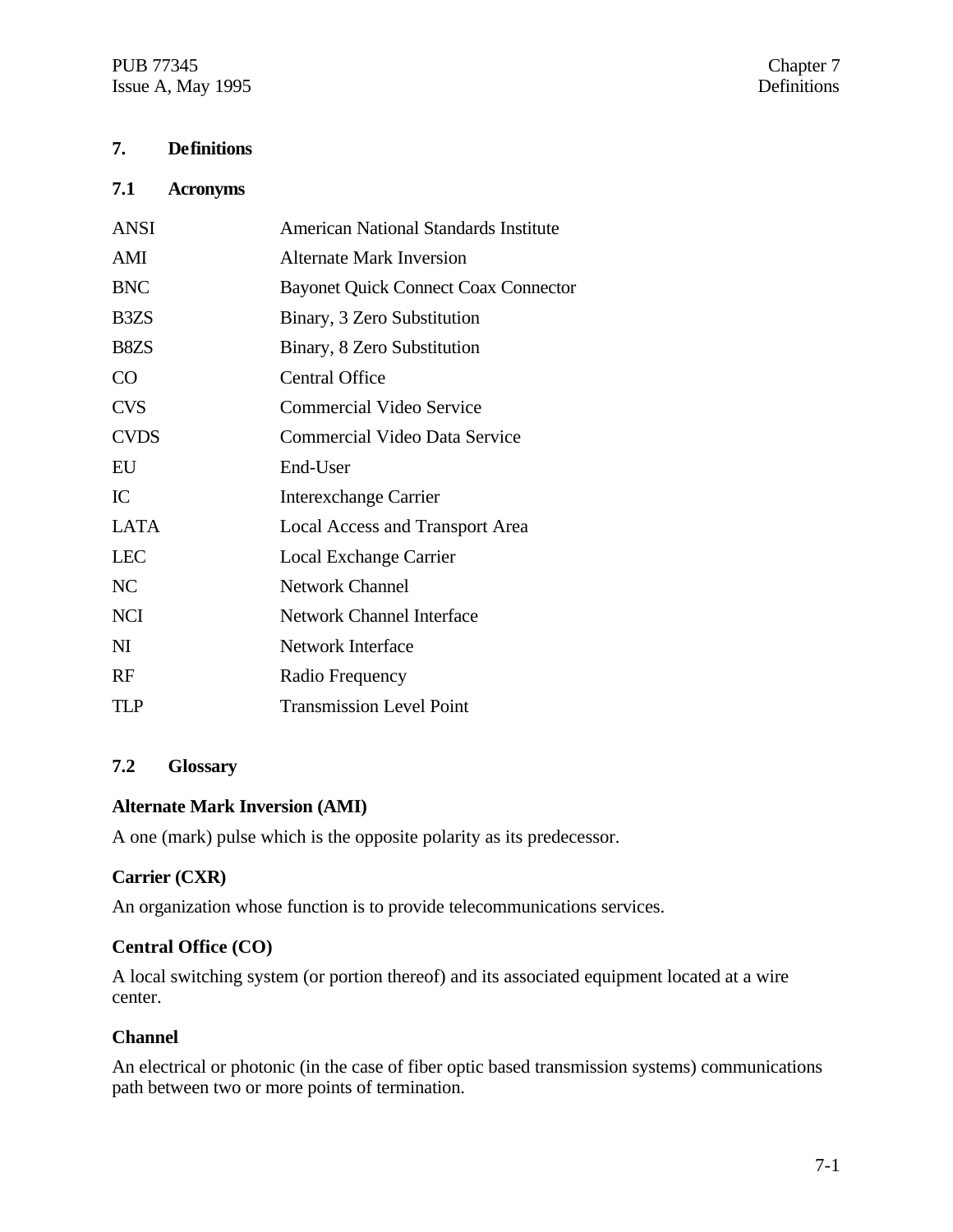## 7. Definitions

### 7.1 Acronyms

| | |
|---|---|
| ANSI | American National Standards Institute |
| AMI | Alternate Mark Inversion |
| BNC | Bayonet Quick Connect Coax Connector |
| B3ZS | Binary, 3 Zero Substitution |
| B8ZS | Binary, 8 Zero Substitution |
| CO | Central Office |
| CVS | Commercial Video Service |
| CVDS | Commercial Video Data Service |
| EU | End-User |
| IC | Interexchange Carrier |
| LATA | Local Access and Transport Area |
| LEC | Local Exchange Carrier |
| NC | Network Channel |
| NCI | Network Channel Interface |
| NI | Network Interface |
| RF | Radio Frequency |
| TLP | Transmission Level Point |

### 7.2 Glossary

**Alternate Mark Inversion (AMI)**

A one (mark) pulse which is the opposite polarity as its predecessor.

**Carrier (CXR)**

An organization whose function is to provide telecommunications services.

**Central Office (CO)**

A local switching system (or portion thereof) and its associated equipment located at a wire center.

**Channel**

An electrical or photonic (in the case of fiber optic based transmission systems) communications path between two or more points of termination.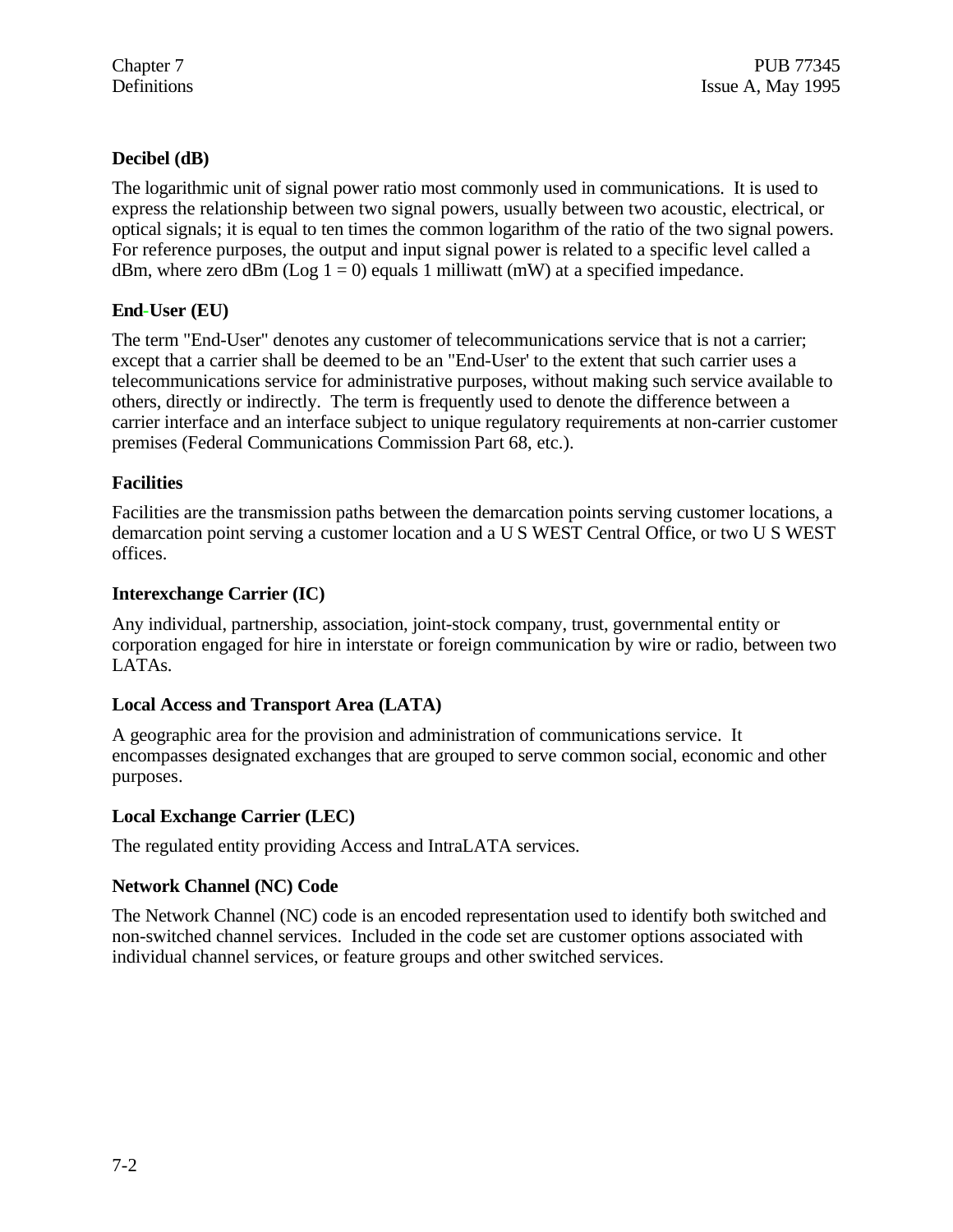**Decibel (dB)**

The logarithmic unit of signal power ratio most commonly used in communications. It is used to express the relationship between two signal powers, usually between two acoustic, electrical, or optical signals; it is equal to ten times the common logarithm of the ratio of the two signal powers. For reference purposes, the output and input signal power is related to a specific level called a dBm, where zero dBm (Log 1 = 0) equals 1 milliwatt (mW) at a specified impedance.

**End-User (EU)**

The term "End-User" denotes any customer of telecommunications service that is not a carrier; except that a carrier shall be deemed to be an "End-User' to the extent that such carrier uses a telecommunications service for administrative purposes, without making such service available to others, directly or indirectly. The term is frequently used to denote the difference between a carrier interface and an interface subject to unique regulatory requirements at non-carrier customer premises (Federal Communications Commission Part 68, etc.).

**Facilities**

Facilities are the transmission paths between the demarcation points serving customer locations, a demarcation point serving a customer location and a U S WEST Central Office, or two U S WEST offices.

**Interexchange Carrier (IC)**

Any individual, partnership, association, joint-stock company, trust, governmental entity or corporation engaged for hire in interstate or foreign communication by wire or radio, between two LATAs.

**Local Access and Transport Area (LATA)**

A geographic area for the provision and administration of communications service. It encompasses designated exchanges that are grouped to serve common social, economic and other purposes.

**Local Exchange Carrier (LEC)**

The regulated entity providing Access and IntraLATA services.

**Network Channel (NC) Code**

The Network Channel (NC) code is an encoded representation used to identify both switched and non-switched channel services. Included in the code set are customer options associated with individual channel services, or feature groups and other switched services.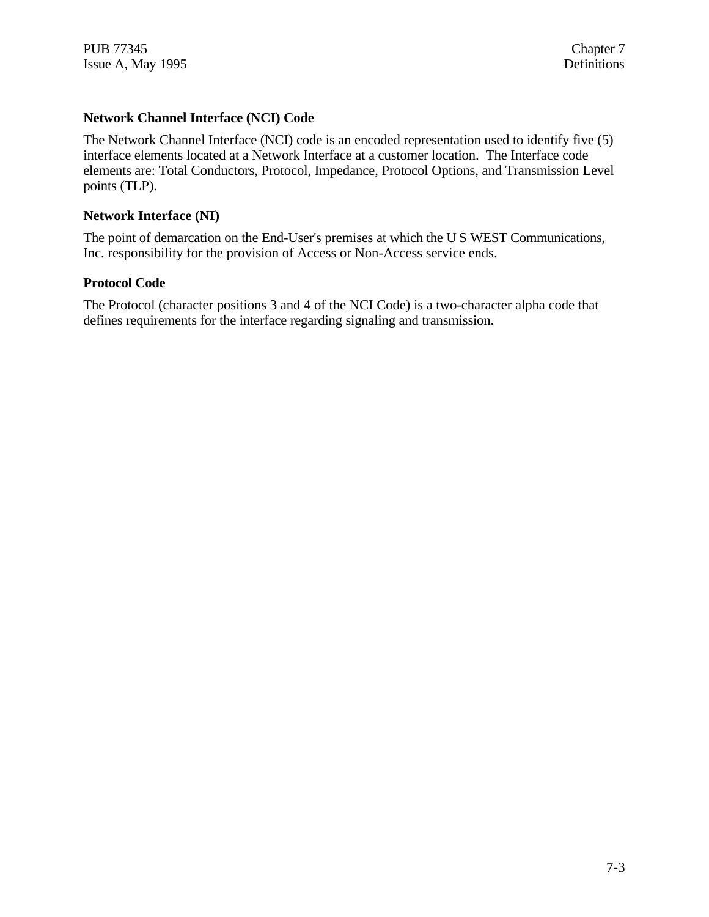**Network Channel Interface (NCI) Code**

The Network Channel Interface (NCI) code is an encoded representation used to identify five (5) interface elements located at a Network Interface at a customer location. The Interface code elements are: Total Conductors, Protocol, Impedance, Protocol Options, and Transmission Level points (TLP).

**Network Interface (NI)**

The point of demarcation on the End-User's premises at which the U S WEST Communications, Inc. responsibility for the provision of Access or Non-Access service ends.

**Protocol Code**

The Protocol (character positions 3 and 4 of the NCI Code) is a two-character alpha code that defines requirements for the interface regarding signaling and transmission.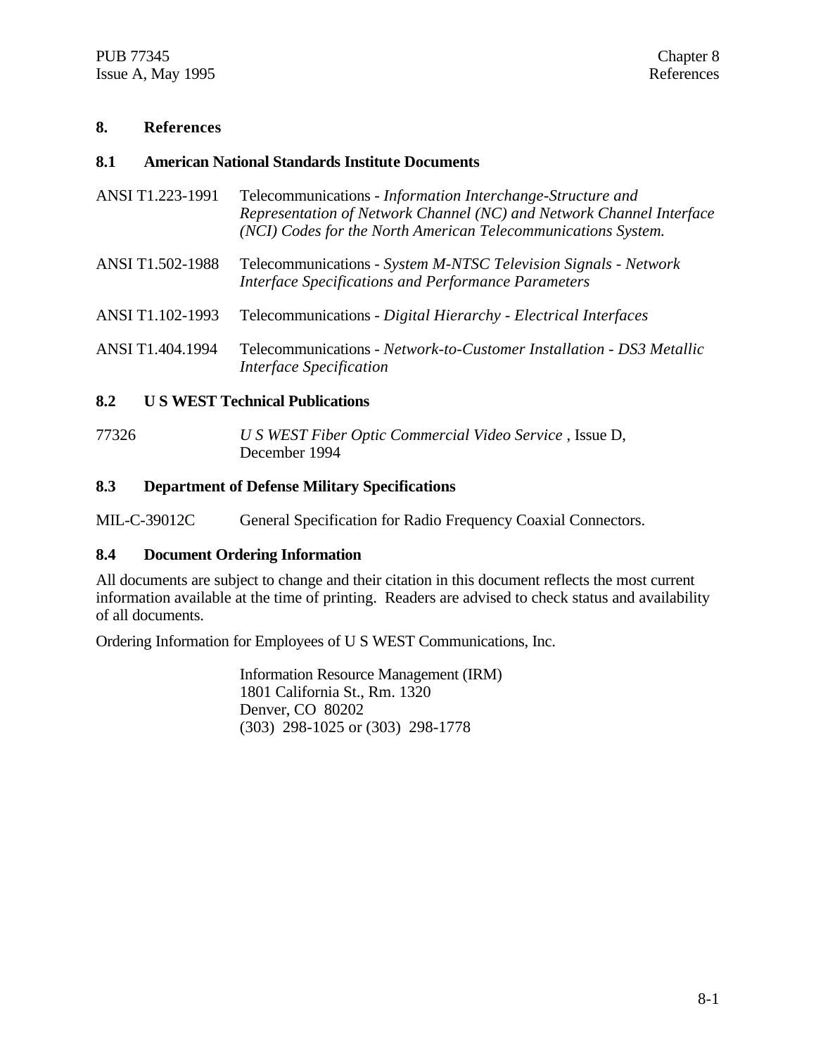# 8. References

## 8.1 American National Standards Institute Documents

ANSI T1.223-1991 Telecommunications - *Information Interchange-Structure and Representation of Network Channel (NC) and Network Channel Interface (NCI) Codes for the North American Telecommunications System.*

ANSI T1.502-1988 Telecommunications - *System M-NTSC Television Signals - Network Interface Specifications and Performance Parameters*

ANSI T1.102-1993 Telecommunications - *Digital Hierarchy - Electrical Interfaces*

ANSI T1.404.1994 Telecommunications - *Network-to-Customer Installation - DS3 Metallic Interface Specification*

## 8.2 U S WEST Technical Publications

77326 *U S WEST Fiber Optic Commercial Video Service* , Issue D, December 1994

## 8.3 Department of Defense Military Specifications

MIL-C-39012C General Specification for Radio Frequency Coaxial Connectors.

## 8.4 Document Ordering Information

All documents are subject to change and their citation in this document reflects the most current information available at the time of printing. Readers are advised to check status and availability of all documents.

Ordering Information for Employees of U S WEST Communications, Inc.

Information Resource Management (IRM)
1801 California St., Rm. 1320
Denver, CO 80202
(303) 298-1025 or (303) 298-1778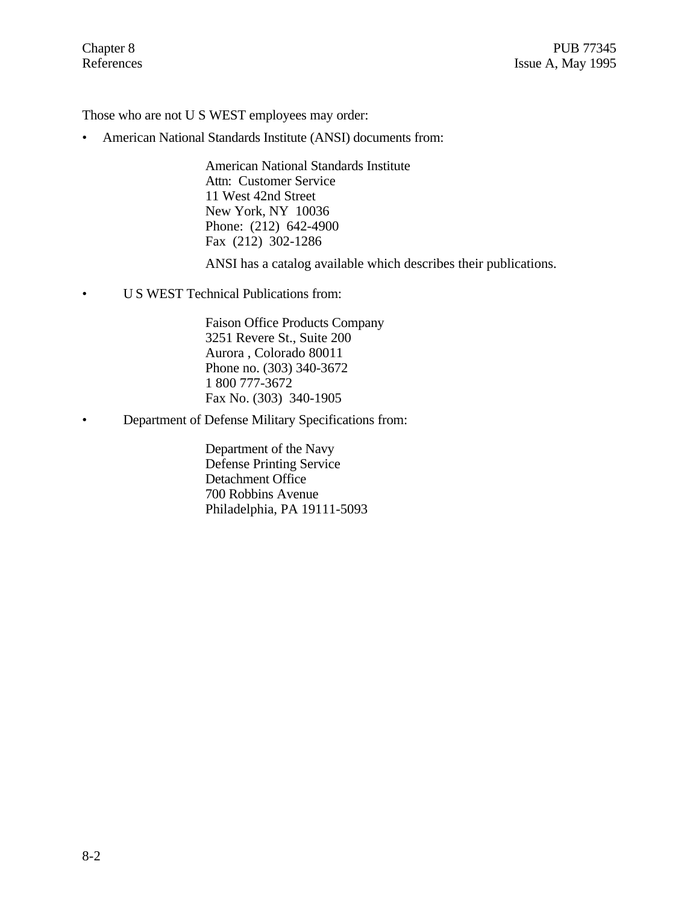Those who are not U S WEST employees may order:

- American National Standards Institute (ANSI) documents from:

  American National Standards Institute
  Attn:  Customer Service
  11 West 42nd Street
  New York, NY  10036
  Phone:  (212)  642-4900
  Fax  (212)  302-1286

  ANSI has a catalog available which describes their publications.

- U S WEST Technical Publications from:

  Faison Office Products Company
  3251 Revere St., Suite 200
  Aurora , Colorado 80011
  Phone no. (303) 340-3672
  1 800 777-3672
  Fax No. (303)  340-1905

- Department of Defense Military Specifications from:

  Department of the Navy
  Defense Printing Service
  Detachment Office
  700 Robbins Avenue
  Philadelphia, PA 19111-5093